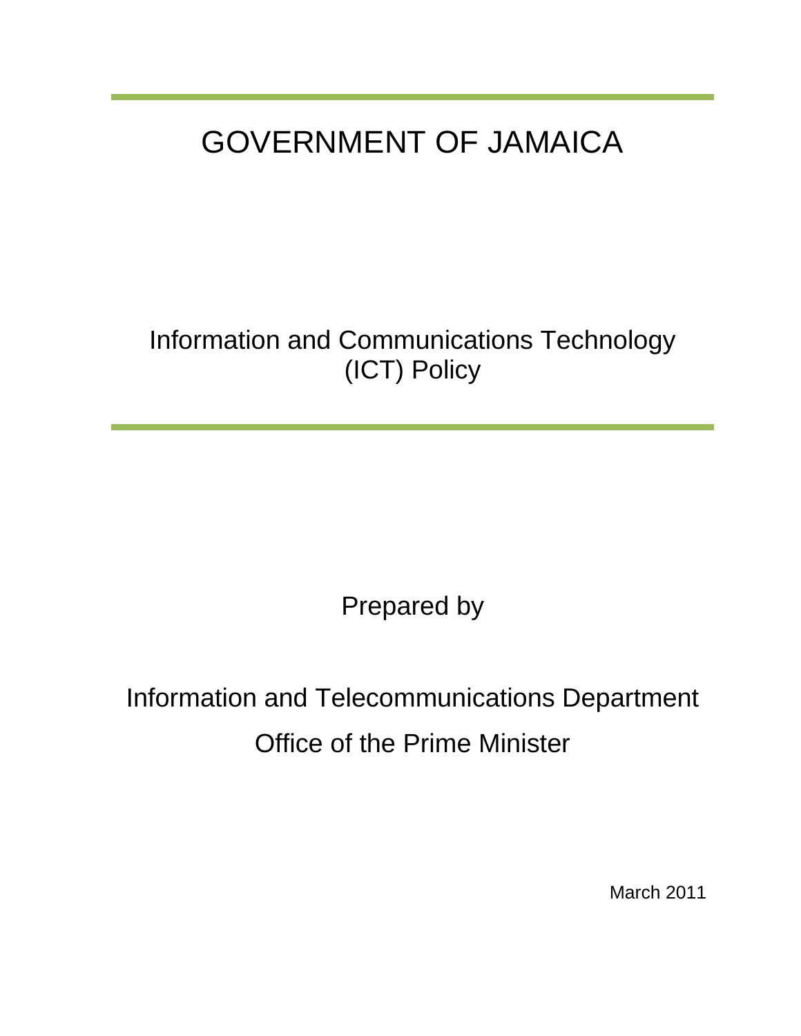# GOVERNMENT OF JAMAICA

## Information and Communications Technology (ICT) Policy

Prepared by

Information and Telecommunications Department

Office of the Prime Minister

March 2011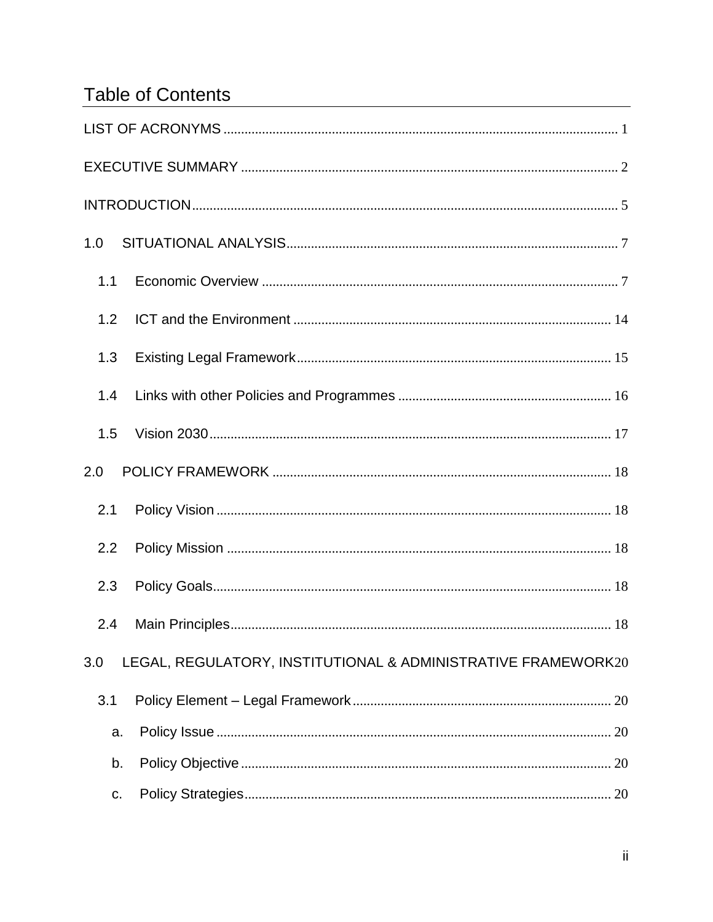# Table of Contents

LIST OF ACRONYMS ........................................................................................................ 1

EXECUTIVE SUMMARY .................................................................................................... 2

INTRODUCTION ................................................................................................................ 5

1.0 SITUATIONAL ANALYSIS ............................................................................................ 7

- 1.1 Economic Overview ................................................................................................ 7
- 1.2 ICT and the Environment ...................................................................................... 14
- 1.3 Existing Legal Framework ..................................................................................... 15
- 1.4 Links with other Policies and Programmes ............................................................ 16
- 1.5 Vision 2030 ........................................................................................................... 17

2.0 POLICY FRAMEWORK ............................................................................................... 18

- 2.1 Policy Vision ......................................................................................................... 18
- 2.2 Policy Mission ....................................................................................................... 18
- 2.3 Policy Goals .......................................................................................................... 18
- 2.4 Main Principles ...................................................................................................... 18

3.0 LEGAL, REGULATORY, INSTITUTIONAL & ADMINISTRATIVE FRAMEWORK 20

- 3.1 Policy Element – Legal Framework ........................................................................ 20
  - a. Policy Issue ....................................................................................................... 20
  - b. Policy Objective ................................................................................................. 20
  - c. Policy Strategies ................................................................................................ 20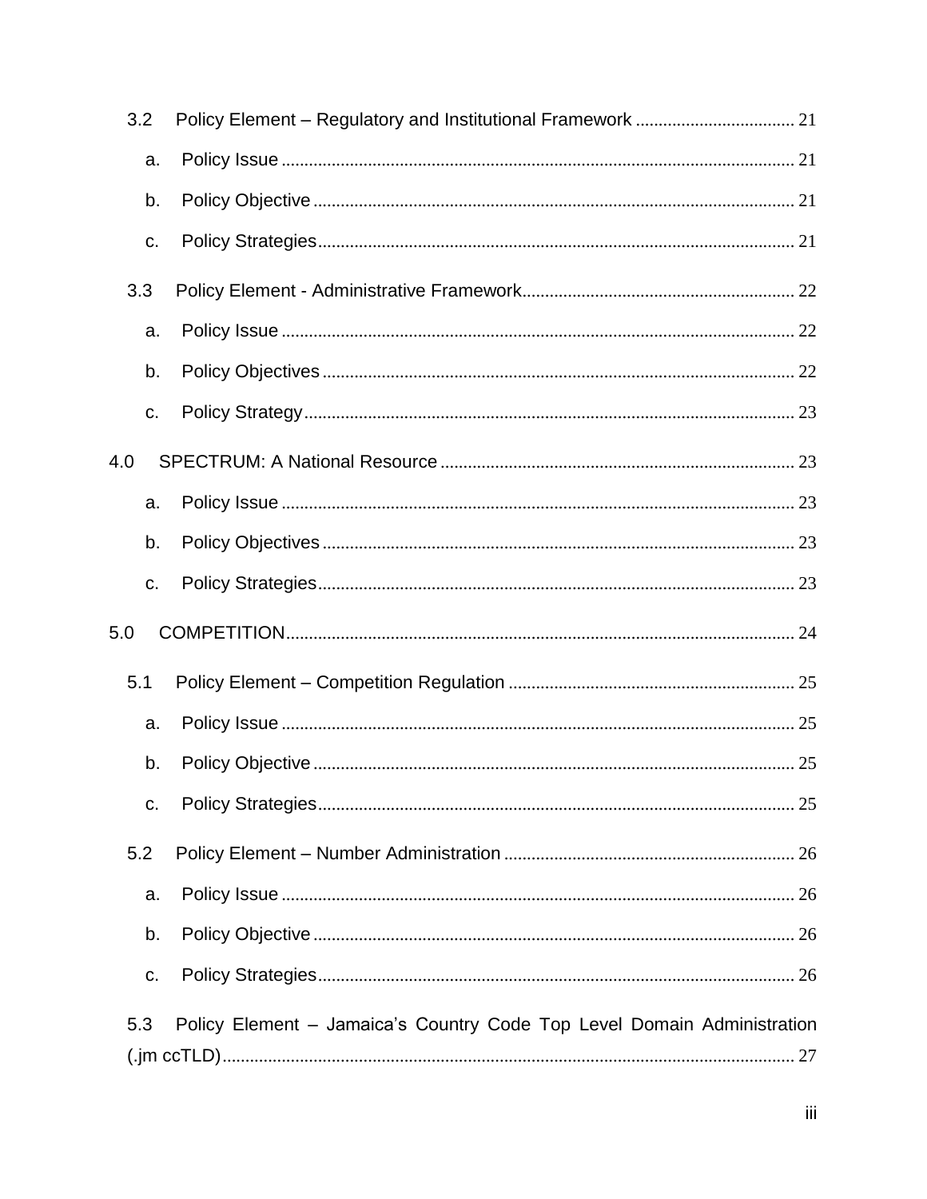3.2 Policy Element – Regulatory and Institutional Framework .................................. 21

a. Policy Issue ................................................................................................................ 21

b. Policy Objective ......................................................................................................... 21

c. Policy Strategies ........................................................................................................ 21

3.3 Policy Element - Administrative Framework ........................................................... 22

a. Policy Issue ................................................................................................................ 22

b. Policy Objectives ....................................................................................................... 22

c. Policy Strategy ........................................................................................................... 23

4.0 SPECTRUM: A National Resource ............................................................................ 23

a. Policy Issue ................................................................................................................ 23

b. Policy Objectives ....................................................................................................... 23

c. Policy Strategies ........................................................................................................ 23

5.0 COMPETITION ............................................................................................................ 24

5.1 Policy Element – Competition Regulation .............................................................. 25

a. Policy Issue ................................................................................................................ 25

b. Policy Objective ......................................................................................................... 25

c. Policy Strategies ........................................................................................................ 25

5.2 Policy Element – Number Administration ............................................................... 26

a. Policy Issue ................................................................................................................ 26

b. Policy Objective ......................................................................................................... 26

c. Policy Strategies ........................................................................................................ 26

5.3 Policy Element – Jamaica's Country Code Top Level Domain Administration (.jm ccTLD) ............................................................................................................................ 27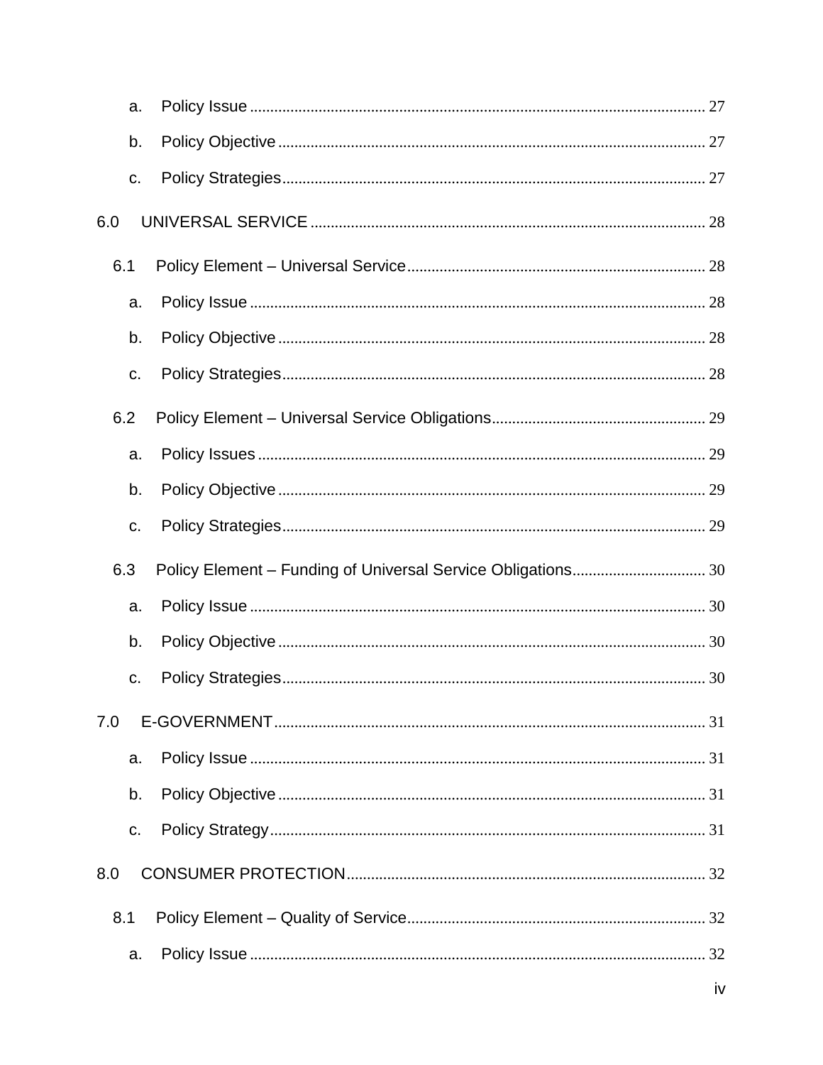- a. Policy Issue ..... 27
- b. Policy Objective ..... 27
- c. Policy Strategies ..... 27

6.0 UNIVERSAL SERVICE ..... 28

- 6.1 Policy Element – Universal Service ..... 28
  - a. Policy Issue ..... 28
  - b. Policy Objective ..... 28
  - c. Policy Strategies ..... 28
- 6.2 Policy Element – Universal Service Obligations ..... 29
  - a. Policy Issues ..... 29
  - b. Policy Objective ..... 29
  - c. Policy Strategies ..... 29
- 6.3 Policy Element – Funding of Universal Service Obligations ..... 30
  - a. Policy Issue ..... 30
  - b. Policy Objective ..... 30
  - c. Policy Strategies ..... 30

7.0 E-GOVERNMENT ..... 31

- a. Policy Issue ..... 31
- b. Policy Objective ..... 31
- c. Policy Strategy ..... 31

8.0 CONSUMER PROTECTION ..... 32

- 8.1 Policy Element – Quality of Service ..... 32
  - a. Policy Issue ..... 32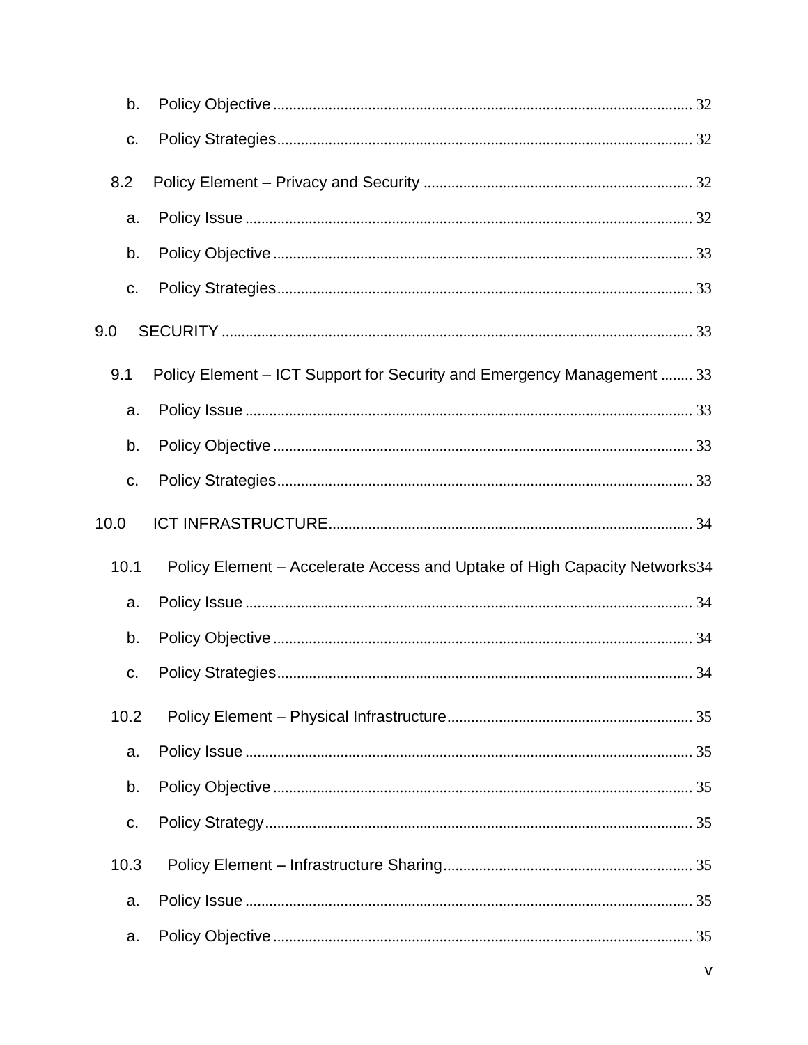b. Policy Objective ........................................................................................................ 32

c. Policy Strategies........................................................................................................ 32

8.2 Policy Element – Privacy and Security ................................................................... 32

a. Policy Issue ................................................................................................................ 32

b. Policy Objective ........................................................................................................ 33

c. Policy Strategies........................................................................................................ 33

9.0 SECURITY ...................................................................................................................... 33

9.1 Policy Element – ICT Support for Security and Emergency Management ........ 33

a. Policy Issue ................................................................................................................ 33

b. Policy Objective ........................................................................................................ 33

c. Policy Strategies........................................................................................................ 33

10.0 ICT INFRASTRUCTURE.......................................................................................... 34

10.1 Policy Element – Accelerate Access and Uptake of High Capacity Networks34

a. Policy Issue ................................................................................................................ 34

b. Policy Objective ........................................................................................................ 34

c. Policy Strategies........................................................................................................ 34

10.2 Policy Element – Physical Infrastructure............................................................. 35

a. Policy Issue ................................................................................................................ 35

b. Policy Objective ........................................................................................................ 35

c. Policy Strategy........................................................................................................... 35

10.3 Policy Element – Infrastructure Sharing.............................................................. 35

a. Policy Issue ................................................................................................................ 35

a. Policy Objective ........................................................................................................ 35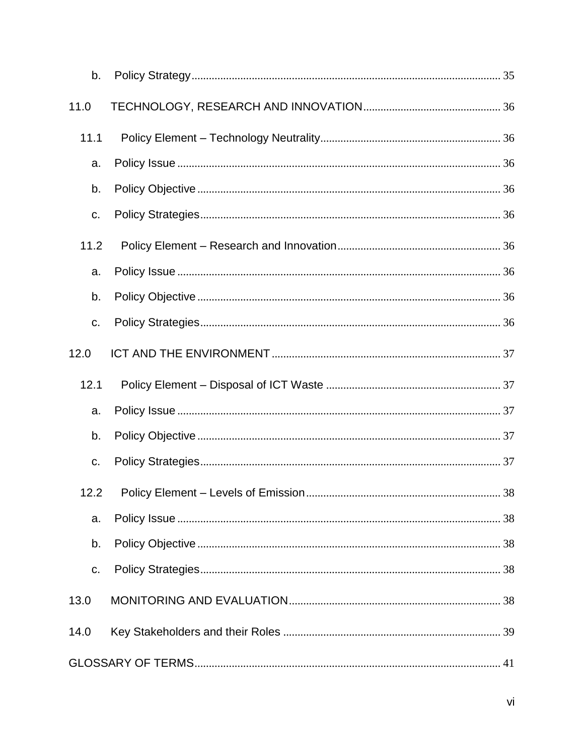b. Policy Strategy .......... 35

11.0 TECHNOLOGY, RESEARCH AND INNOVATION .......... 36

11.1 Policy Element – Technology Neutrality .......... 36

a. Policy Issue .......... 36

b. Policy Objective .......... 36

c. Policy Strategies .......... 36

11.2 Policy Element – Research and Innovation .......... 36

a. Policy Issue .......... 36

b. Policy Objective .......... 36

c. Policy Strategies .......... 36

12.0 ICT AND THE ENVIRONMENT .......... 37

12.1 Policy Element – Disposal of ICT Waste .......... 37

a. Policy Issue .......... 37

b. Policy Objective .......... 37

c. Policy Strategies .......... 37

12.2 Policy Element – Levels of Emission .......... 38

a. Policy Issue .......... 38

b. Policy Objective .......... 38

c. Policy Strategies .......... 38

13.0 MONITORING AND EVALUATION .......... 38

14.0 Key Stakeholders and their Roles .......... 39

GLOSSARY OF TERMS .......... 41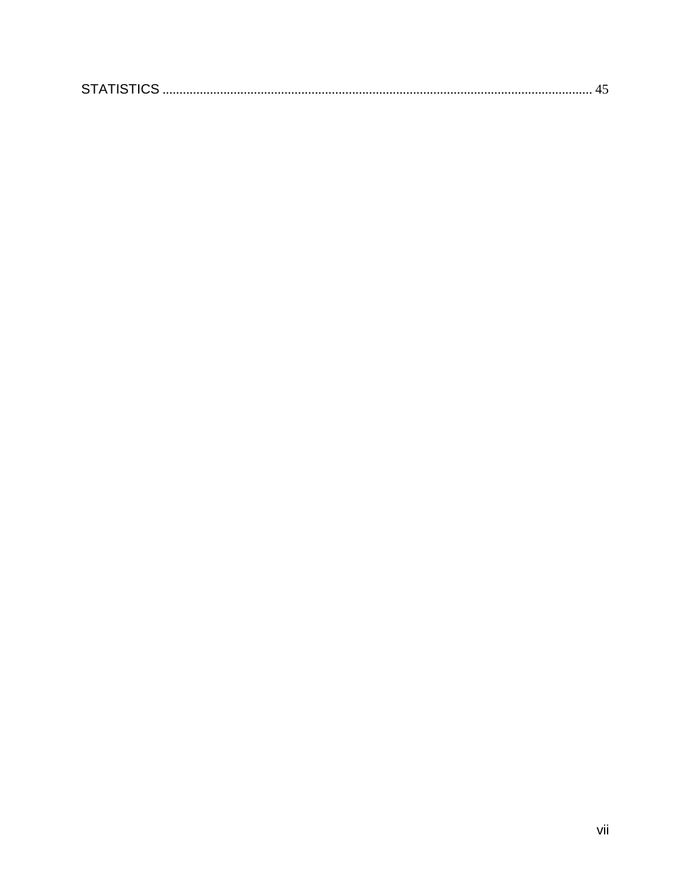STATISTICS ........................................................................................................................ 45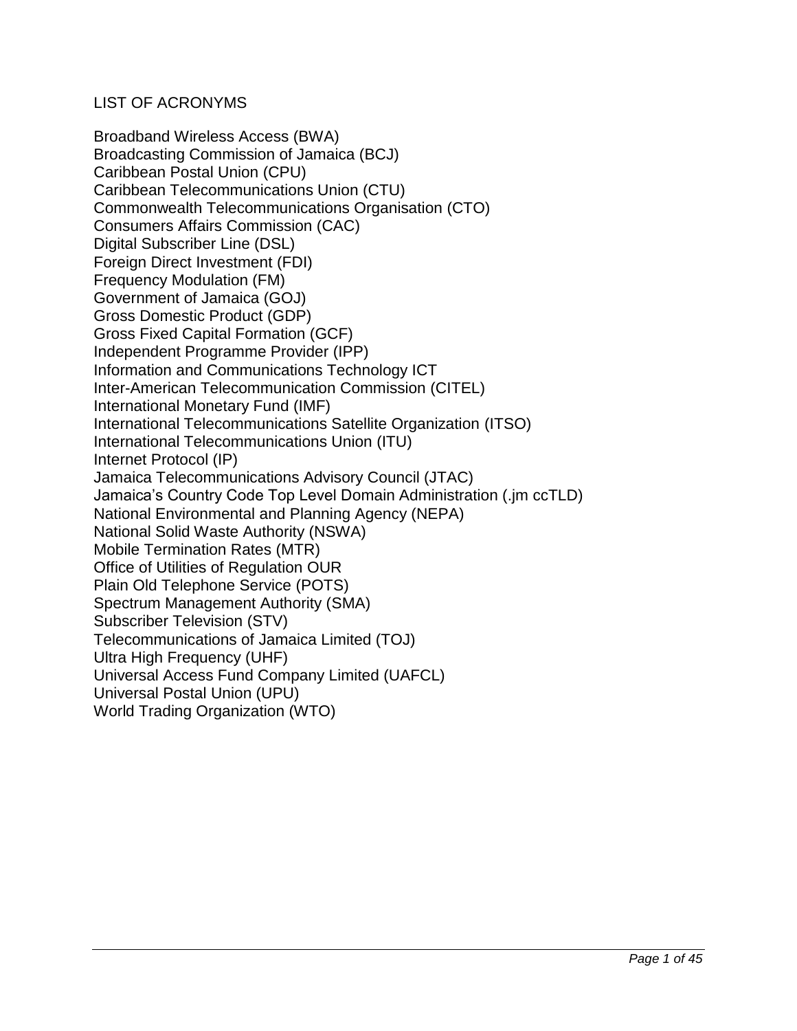## LIST OF ACRONYMS

Broadband Wireless Access (BWA)
Broadcasting Commission of Jamaica (BCJ)
Caribbean Postal Union (CPU)
Caribbean Telecommunications Union (CTU)
Commonwealth Telecommunications Organisation (CTO)
Consumers Affairs Commission (CAC)
Digital Subscriber Line (DSL)
Foreign Direct Investment (FDI)
Frequency Modulation (FM)
Government of Jamaica (GOJ)
Gross Domestic Product (GDP)
Gross Fixed Capital Formation (GCF)
Independent Programme Provider (IPP)
Information and Communications Technology ICT
Inter-American Telecommunication Commission (CITEL)
International Monetary Fund (IMF)
International Telecommunications Satellite Organization (ITSO)
International Telecommunications Union (ITU)
Internet Protocol (IP)
Jamaica Telecommunications Advisory Council (JTAC)
Jamaica's Country Code Top Level Domain Administration (.jm ccTLD)
National Environmental and Planning Agency (NEPA)
National Solid Waste Authority (NSWA)
Mobile Termination Rates (MTR)
Office of Utilities of Regulation OUR
Plain Old Telephone Service (POTS)
Spectrum Management Authority (SMA)
Subscriber Television (STV)
Telecommunications of Jamaica Limited (TOJ)
Ultra High Frequency (UHF)
Universal Access Fund Company Limited (UAFCL)
Universal Postal Union (UPU)
World Trading Organization (WTO)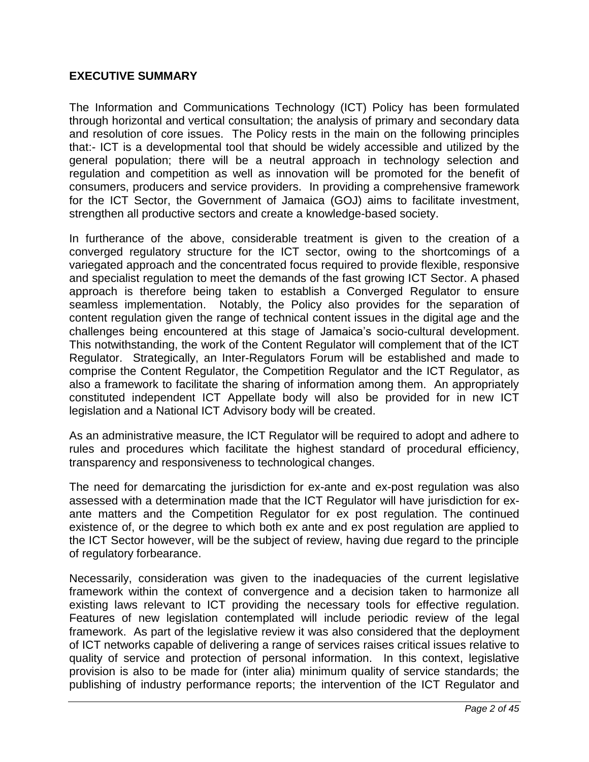## EXECUTIVE SUMMARY

The Information and Communications Technology (ICT) Policy has been formulated through horizontal and vertical consultation; the analysis of primary and secondary data and resolution of core issues. The Policy rests in the main on the following principles that:- ICT is a developmental tool that should be widely accessible and utilized by the general population; there will be a neutral approach in technology selection and regulation and competition as well as innovation will be promoted for the benefit of consumers, producers and service providers. In providing a comprehensive framework for the ICT Sector, the Government of Jamaica (GOJ) aims to facilitate investment, strengthen all productive sectors and create a knowledge-based society.

In furtherance of the above, considerable treatment is given to the creation of a converged regulatory structure for the ICT sector, owing to the shortcomings of a variegated approach and the concentrated focus required to provide flexible, responsive and specialist regulation to meet the demands of the fast growing ICT Sector. A phased approach is therefore being taken to establish a Converged Regulator to ensure seamless implementation. Notably, the Policy also provides for the separation of content regulation given the range of technical content issues in the digital age and the challenges being encountered at this stage of Jamaica's socio-cultural development. This notwithstanding, the work of the Content Regulator will complement that of the ICT Regulator. Strategically, an Inter-Regulators Forum will be established and made to comprise the Content Regulator, the Competition Regulator and the ICT Regulator, as also a framework to facilitate the sharing of information among them. An appropriately constituted independent ICT Appellate body will also be provided for in new ICT legislation and a National ICT Advisory body will be created.

As an administrative measure, the ICT Regulator will be required to adopt and adhere to rules and procedures which facilitate the highest standard of procedural efficiency, transparency and responsiveness to technological changes.

The need for demarcating the jurisdiction for ex-ante and ex-post regulation was also assessed with a determination made that the ICT Regulator will have jurisdiction for ex-ante matters and the Competition Regulator for ex post regulation. The continued existence of, or the degree to which both ex ante and ex post regulation are applied to the ICT Sector however, will be the subject of review, having due regard to the principle of regulatory forbearance.

Necessarily, consideration was given to the inadequacies of the current legislative framework within the context of convergence and a decision taken to harmonize all existing laws relevant to ICT providing the necessary tools for effective regulation. Features of new legislation contemplated will include periodic review of the legal framework. As part of the legislative review it was also considered that the deployment of ICT networks capable of delivering a range of services raises critical issues relative to quality of service and protection of personal information. In this context, legislative provision is also to be made for (inter alia) minimum quality of service standards; the publishing of industry performance reports; the intervention of the ICT Regulator and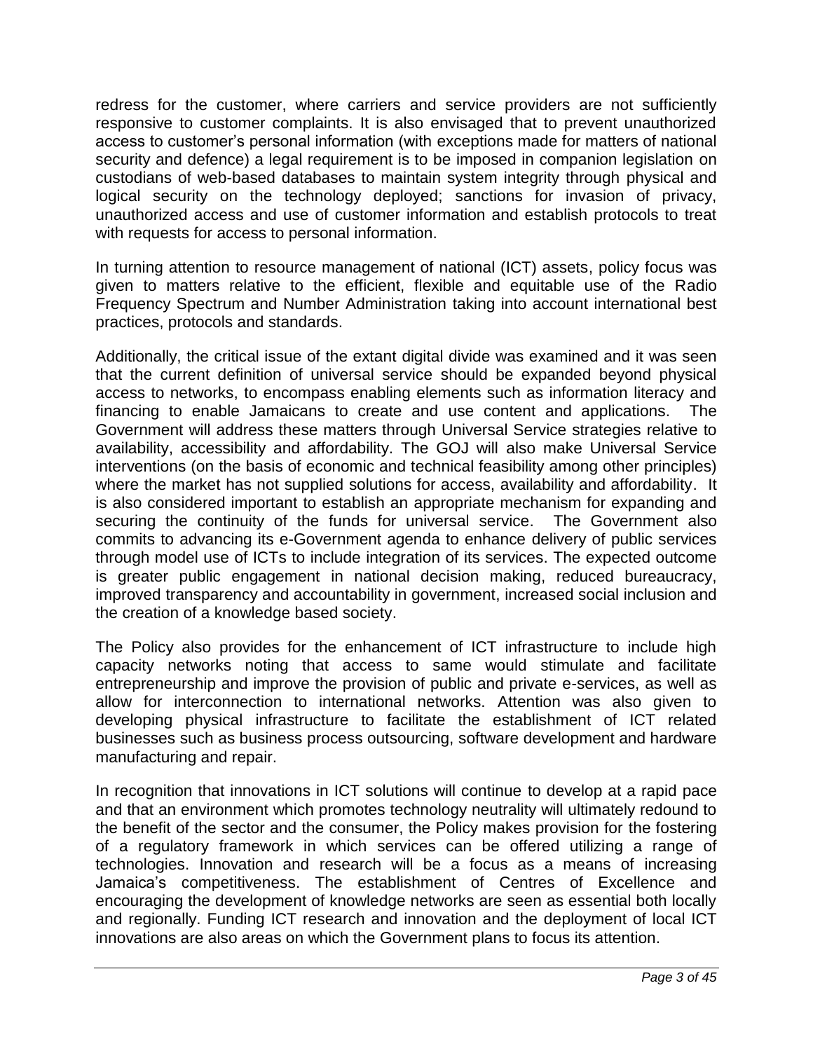redress for the customer, where carriers and service providers are not sufficiently responsive to customer complaints. It is also envisaged that to prevent unauthorized access to customer's personal information (with exceptions made for matters of national security and defence) a legal requirement is to be imposed in companion legislation on custodians of web-based databases to maintain system integrity through physical and logical security on the technology deployed; sanctions for invasion of privacy, unauthorized access and use of customer information and establish protocols to treat with requests for access to personal information.

In turning attention to resource management of national (ICT) assets, policy focus was given to matters relative to the efficient, flexible and equitable use of the Radio Frequency Spectrum and Number Administration taking into account international best practices, protocols and standards.

Additionally, the critical issue of the extant digital divide was examined and it was seen that the current definition of universal service should be expanded beyond physical access to networks, to encompass enabling elements such as information literacy and financing to enable Jamaicans to create and use content and applications. The Government will address these matters through Universal Service strategies relative to availability, accessibility and affordability. The GOJ will also make Universal Service interventions (on the basis of economic and technical feasibility among other principles) where the market has not supplied solutions for access, availability and affordability. It is also considered important to establish an appropriate mechanism for expanding and securing the continuity of the funds for universal service. The Government also commits to advancing its e-Government agenda to enhance delivery of public services through model use of ICTs to include integration of its services. The expected outcome is greater public engagement in national decision making, reduced bureaucracy, improved transparency and accountability in government, increased social inclusion and the creation of a knowledge based society.

The Policy also provides for the enhancement of ICT infrastructure to include high capacity networks noting that access to same would stimulate and facilitate entrepreneurship and improve the provision of public and private e-services, as well as allow for interconnection to international networks. Attention was also given to developing physical infrastructure to facilitate the establishment of ICT related businesses such as business process outsourcing, software development and hardware manufacturing and repair.

In recognition that innovations in ICT solutions will continue to develop at a rapid pace and that an environment which promotes technology neutrality will ultimately redound to the benefit of the sector and the consumer, the Policy makes provision for the fostering of a regulatory framework in which services can be offered utilizing a range of technologies. Innovation and research will be a focus as a means of increasing Jamaica's competitiveness. The establishment of Centres of Excellence and encouraging the development of knowledge networks are seen as essential both locally and regionally. Funding ICT research and innovation and the deployment of local ICT innovations are also areas on which the Government plans to focus its attention.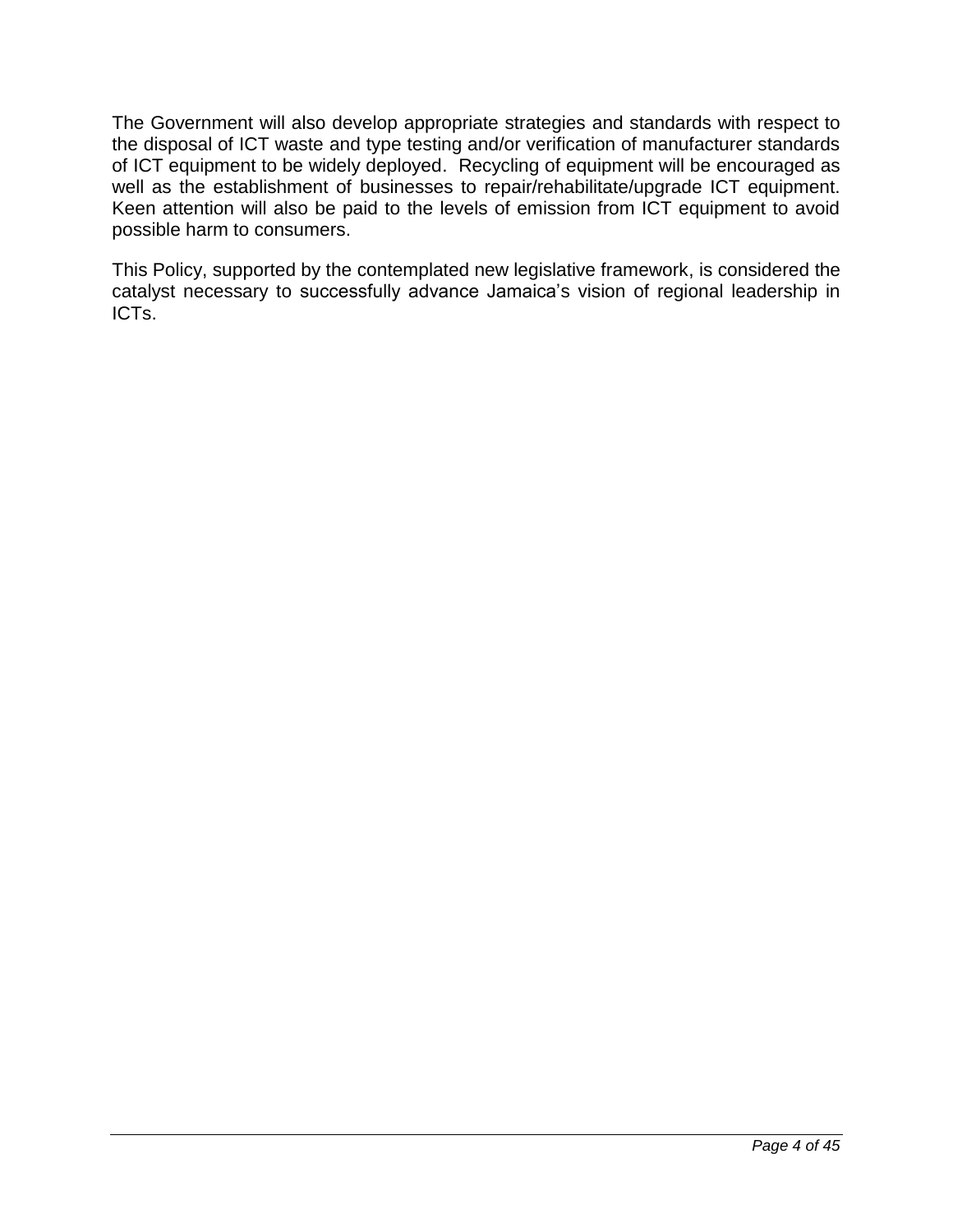The Government will also develop appropriate strategies and standards with respect to the disposal of ICT waste and type testing and/or verification of manufacturer standards of ICT equipment to be widely deployed. Recycling of equipment will be encouraged as well as the establishment of businesses to repair/rehabilitate/upgrade ICT equipment. Keen attention will also be paid to the levels of emission from ICT equipment to avoid possible harm to consumers.

This Policy, supported by the contemplated new legislative framework, is considered the catalyst necessary to successfully advance Jamaica's vision of regional leadership in ICTs.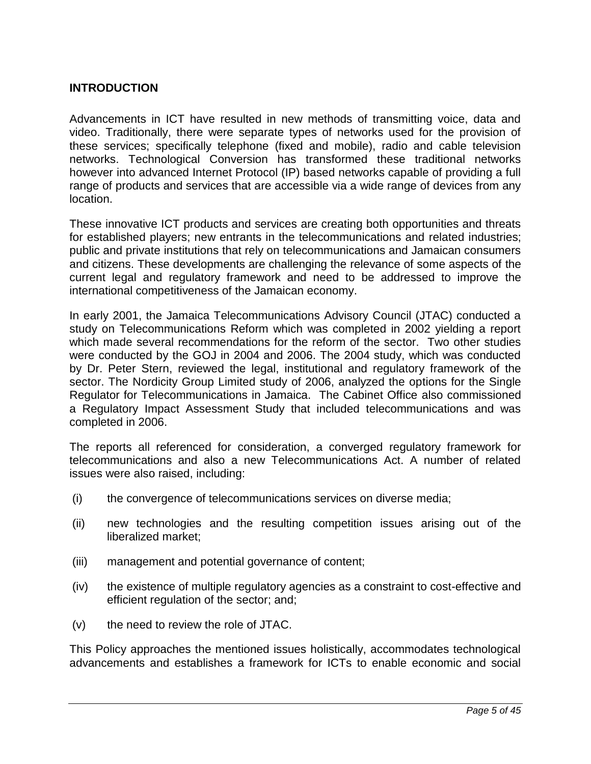# INTRODUCTION

Advancements in ICT have resulted in new methods of transmitting voice, data and video. Traditionally, there were separate types of networks used for the provision of these services; specifically telephone (fixed and mobile), radio and cable television networks. Technological Conversion has transformed these traditional networks however into advanced Internet Protocol (IP) based networks capable of providing a full range of products and services that are accessible via a wide range of devices from any location.

These innovative ICT products and services are creating both opportunities and threats for established players; new entrants in the telecommunications and related industries; public and private institutions that rely on telecommunications and Jamaican consumers and citizens. These developments are challenging the relevance of some aspects of the current legal and regulatory framework and need to be addressed to improve the international competitiveness of the Jamaican economy.

In early 2001, the Jamaica Telecommunications Advisory Council (JTAC) conducted a study on Telecommunications Reform which was completed in 2002 yielding a report which made several recommendations for the reform of the sector. Two other studies were conducted by the GOJ in 2004 and 2006. The 2004 study, which was conducted by Dr. Peter Stern, reviewed the legal, institutional and regulatory framework of the sector. The Nordicity Group Limited study of 2006, analyzed the options for the Single Regulator for Telecommunications in Jamaica. The Cabinet Office also commissioned a Regulatory Impact Assessment Study that included telecommunications and was completed in 2006.

The reports all referenced for consideration, a converged regulatory framework for telecommunications and also a new Telecommunications Act. A number of related issues were also raised, including:

(i) the convergence of telecommunications services on diverse media;

(ii) new technologies and the resulting competition issues arising out of the liberalized market;

(iii) management and potential governance of content;

(iv) the existence of multiple regulatory agencies as a constraint to cost-effective and efficient regulation of the sector; and;

(v) the need to review the role of JTAC.

This Policy approaches the mentioned issues holistically, accommodates technological advancements and establishes a framework for ICTs to enable economic and social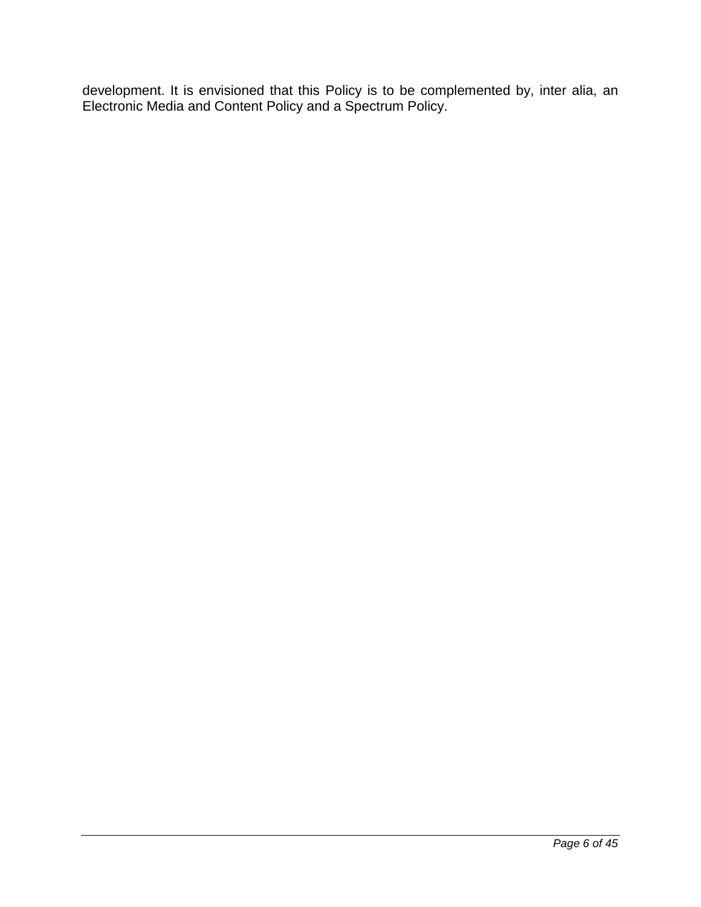development. It is envisioned that this Policy is to be complemented by, inter alia, an Electronic Media and Content Policy and a Spectrum Policy.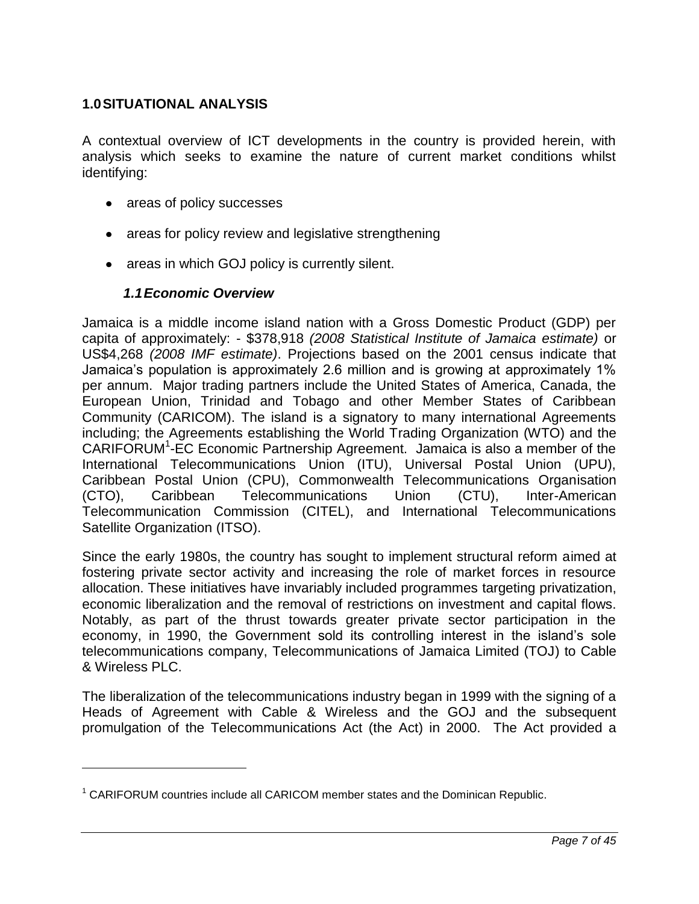## 1.0 SITUATIONAL ANALYSIS

A contextual overview of ICT developments in the country is provided herein, with analysis which seeks to examine the nature of current market conditions whilst identifying:

- areas of policy successes
- areas for policy review and legislative strengthening
- areas in which GOJ policy is currently silent.

### *1.1 Economic Overview*

Jamaica is a middle income island nation with a Gross Domestic Product (GDP) per capita of approximately: - $378,918 *(2008 Statistical Institute of Jamaica estimate)* or US$4,268 *(2008 IMF estimate)*. Projections based on the 2001 census indicate that Jamaica's population is approximately 2.6 million and is growing at approximately 1% per annum. Major trading partners include the United States of America, Canada, the European Union, Trinidad and Tobago and other Member States of Caribbean Community (CARICOM). The island is a signatory to many international Agreements including; the Agreements establishing the World Trading Organization (WTO) and the CARIFORUM[1]-EC Economic Partnership Agreement. Jamaica is also a member of the International Telecommunications Union (ITU), Universal Postal Union (UPU), Caribbean Postal Union (CPU), Commonwealth Telecommunications Organisation (CTO), Caribbean Telecommunications Union (CTU), Inter-American Telecommunication Commission (CITEL), and International Telecommunications Satellite Organization (ITSO).

Since the early 1980s, the country has sought to implement structural reform aimed at fostering private sector activity and increasing the role of market forces in resource allocation. These initiatives have invariably included programmes targeting privatization, economic liberalization and the removal of restrictions on investment and capital flows. Notably, as part of the thrust towards greater private sector participation in the economy, in 1990, the Government sold its controlling interest in the island's sole telecommunications company, Telecommunications of Jamaica Limited (TOJ) to Cable & Wireless PLC.

The liberalization of the telecommunications industry began in 1999 with the signing of a Heads of Agreement with Cable & Wireless and the GOJ and the subsequent promulgation of the Telecommunications Act (the Act) in 2000. The Act provided a

[1] CARIFORUM countries include all CARICOM member states and the Dominican Republic.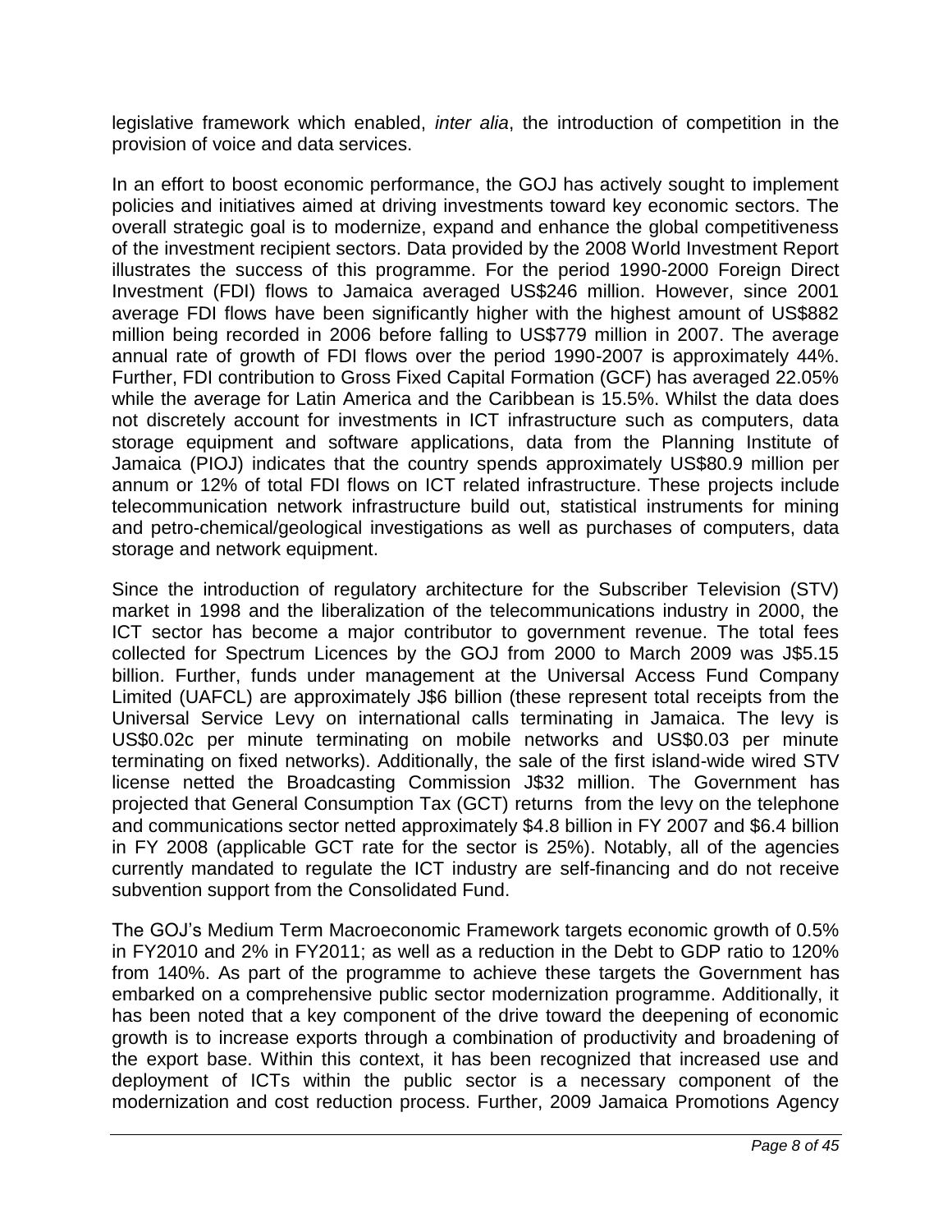legislative framework which enabled, *inter alia*, the introduction of competition in the provision of voice and data services.

In an effort to boost economic performance, the GOJ has actively sought to implement policies and initiatives aimed at driving investments toward key economic sectors. The overall strategic goal is to modernize, expand and enhance the global competitiveness of the investment recipient sectors. Data provided by the 2008 World Investment Report illustrates the success of this programme. For the period 1990-2000 Foreign Direct Investment (FDI) flows to Jamaica averaged US$246 million. However, since 2001 average FDI flows have been significantly higher with the highest amount of US$882 million being recorded in 2006 before falling to US$779 million in 2007. The average annual rate of growth of FDI flows over the period 1990-2007 is approximately 44%. Further, FDI contribution to Gross Fixed Capital Formation (GCF) has averaged 22.05% while the average for Latin America and the Caribbean is 15.5%. Whilst the data does not discretely account for investments in ICT infrastructure such as computers, data storage equipment and software applications, data from the Planning Institute of Jamaica (PIOJ) indicates that the country spends approximately US$80.9 million per annum or 12% of total FDI flows on ICT related infrastructure. These projects include telecommunication network infrastructure build out, statistical instruments for mining and petro-chemical/geological investigations as well as purchases of computers, data storage and network equipment.

Since the introduction of regulatory architecture for the Subscriber Television (STV) market in 1998 and the liberalization of the telecommunications industry in 2000, the ICT sector has become a major contributor to government revenue. The total fees collected for Spectrum Licences by the GOJ from 2000 to March 2009 was J$5.15 billion. Further, funds under management at the Universal Access Fund Company Limited (UAFCL) are approximately J$6 billion (these represent total receipts from the Universal Service Levy on international calls terminating in Jamaica. The levy is US$0.02c per minute terminating on mobile networks and US$0.03 per minute terminating on fixed networks). Additionally, the sale of the first island-wide wired STV license netted the Broadcasting Commission J$32 million. The Government has projected that General Consumption Tax (GCT) returns from the levy on the telephone and communications sector netted approximately $4.8 billion in FY 2007 and $6.4 billion in FY 2008 (applicable GCT rate for the sector is 25%). Notably, all of the agencies currently mandated to regulate the ICT industry are self-financing and do not receive subvention support from the Consolidated Fund.

The GOJ's Medium Term Macroeconomic Framework targets economic growth of 0.5% in FY2010 and 2% in FY2011; as well as a reduction in the Debt to GDP ratio to 120% from 140%. As part of the programme to achieve these targets the Government has embarked on a comprehensive public sector modernization programme. Additionally, it has been noted that a key component of the drive toward the deepening of economic growth is to increase exports through a combination of productivity and broadening of the export base. Within this context, it has been recognized that increased use and deployment of ICTs within the public sector is a necessary component of the modernization and cost reduction process. Further, 2009 Jamaica Promotions Agency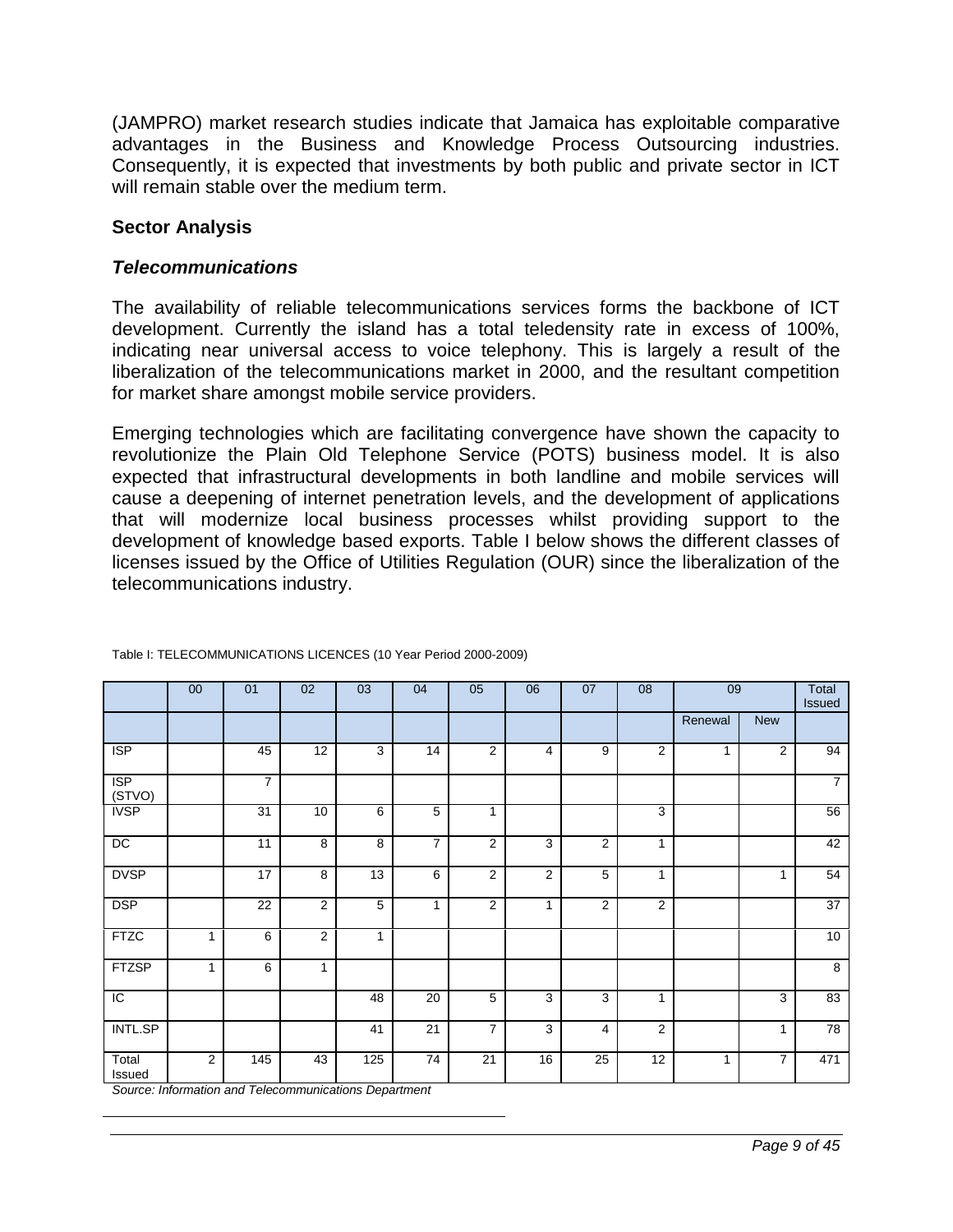(JAMPRO) market research studies indicate that Jamaica has exploitable comparative advantages in the Business and Knowledge Process Outsourcing industries. Consequently, it is expected that investments by both public and private sector in ICT will remain stable over the medium term.

### Sector Analysis

#### *Telecommunications*

The availability of reliable telecommunications services forms the backbone of ICT development. Currently the island has a total teledensity rate in excess of 100%, indicating near universal access to voice telephony. This is largely a result of the liberalization of the telecommunications market in 2000, and the resultant competition for market share amongst mobile service providers.

Emerging technologies which are facilitating convergence have shown the capacity to revolutionize the Plain Old Telephone Service (POTS) business model. It is also expected that infrastructural developments in both landline and mobile services will cause a deepening of internet penetration levels, and the development of applications that will modernize local business processes whilst providing support to the development of knowledge based exports. Table I below shows the different classes of licenses issued by the Office of Utilities Regulation (OUR) since the liberalization of the telecommunications industry.

Table I: TELECOMMUNICATIONS LICENCES (10 Year Period 2000-2009)

| | 00 | 01 | 02 | 03 | 04 | 05 | 06 | 07 | 08 | 09 | | Total Issued |
|---|---|---|---|---|---|---|---|---|---|---|---|---|
| | | | | | | | | | | Renewal | New | |
| ISP | | 45 | 12 | 3 | 14 | 2 | 4 | 9 | 2 | 1 | 2 | 94 |
| ISP (STVO) | | 7 | | | | | | | | | | 7 |
| IVSP | | 31 | 10 | 6 | 5 | 1 | | | 3 | | | 56 |
| DC | | 11 | 8 | 8 | 7 | 2 | 3 | 2 | 1 | | | 42 |
| DVSP | | 17 | 8 | 13 | 6 | 2 | 2 | 5 | 1 | | 1 | 54 |
| DSP | | 22 | 2 | 5 | 1 | 2 | 1 | 2 | 2 | | | 37 |
| FTZC | 1 | 6 | 2 | 1 | | | | | | | | 10 |
| FTZSP | 1 | 6 | 1 | | | | | | | | | 8 |
| IC | | | | 48 | 20 | 5 | 3 | 3 | 1 | | 3 | 83 |
| INTL.SP | | | | 41 | 21 | 7 | 3 | 4 | 2 | | 1 | 78 |
| Total Issued | 2 | 145 | 43 | 125 | 74 | 21 | 16 | 25 | 12 | 1 | 7 | 471 |

*Source: Information and Telecommunications Department*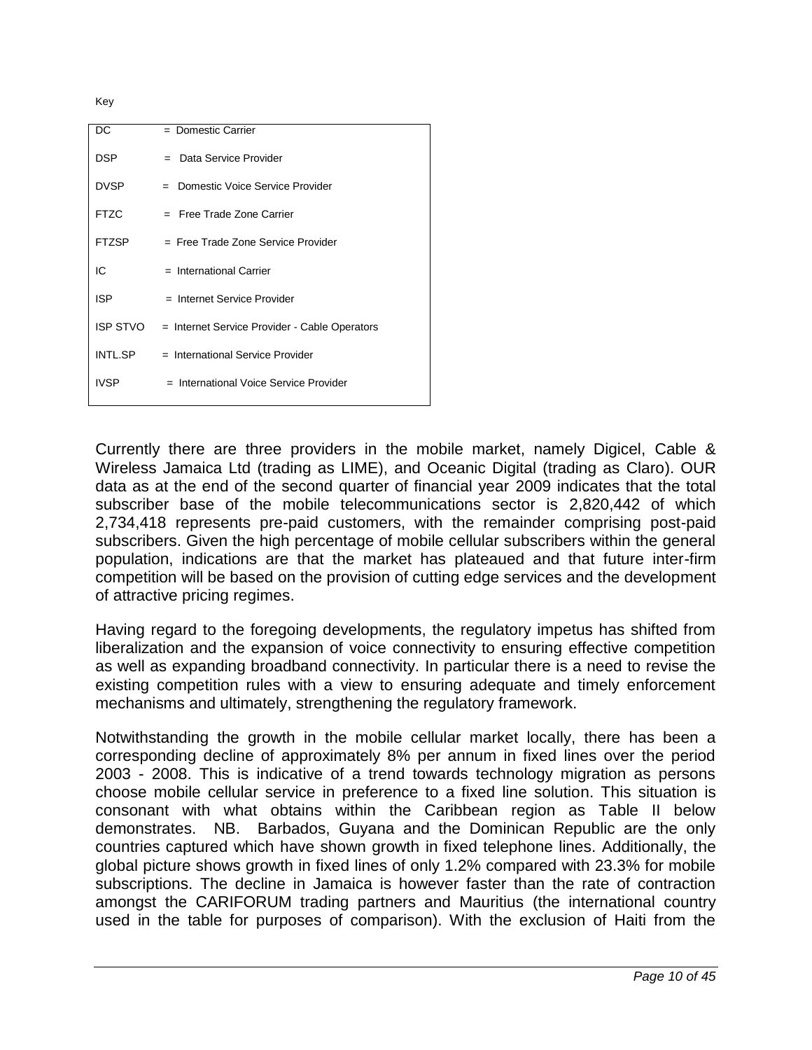Key

| | |
|---|---|
| DC | = Domestic Carrier |
| DSP | = Data Service Provider |
| DVSP | = Domestic Voice Service Provider |
| FTZC | = Free Trade Zone Carrier |
| FTZSP | = Free Trade Zone Service Provider |
| IC | = International Carrier |
| ISP | = Internet Service Provider |
| ISP STVO | = Internet Service Provider - Cable Operators |
| INTL.SP | = International Service Provider |
| IVSP | = International Voice Service Provider |

Currently there are three providers in the mobile market, namely Digicel, Cable & Wireless Jamaica Ltd (trading as LIME), and Oceanic Digital (trading as Claro). OUR data as at the end of the second quarter of financial year 2009 indicates that the total subscriber base of the mobile telecommunications sector is 2,820,442 of which 2,734,418 represents pre-paid customers, with the remainder comprising post-paid subscribers. Given the high percentage of mobile cellular subscribers within the general population, indications are that the market has plateaued and that future inter-firm competition will be based on the provision of cutting edge services and the development of attractive pricing regimes.

Having regard to the foregoing developments, the regulatory impetus has shifted from liberalization and the expansion of voice connectivity to ensuring effective competition as well as expanding broadband connectivity. In particular there is a need to revise the existing competition rules with a view to ensuring adequate and timely enforcement mechanisms and ultimately, strengthening the regulatory framework.

Notwithstanding the growth in the mobile cellular market locally, there has been a corresponding decline of approximately 8% per annum in fixed lines over the period 2003 - 2008. This is indicative of a trend towards technology migration as persons choose mobile cellular service in preference to a fixed line solution. This situation is consonant with what obtains within the Caribbean region as Table II below demonstrates. NB. Barbados, Guyana and the Dominican Republic are the only countries captured which have shown growth in fixed telephone lines. Additionally, the global picture shows growth in fixed lines of only 1.2% compared with 23.3% for mobile subscriptions. The decline in Jamaica is however faster than the rate of contraction amongst the CARIFORUM trading partners and Mauritius (the international country used in the table for purposes of comparison). With the exclusion of Haiti from the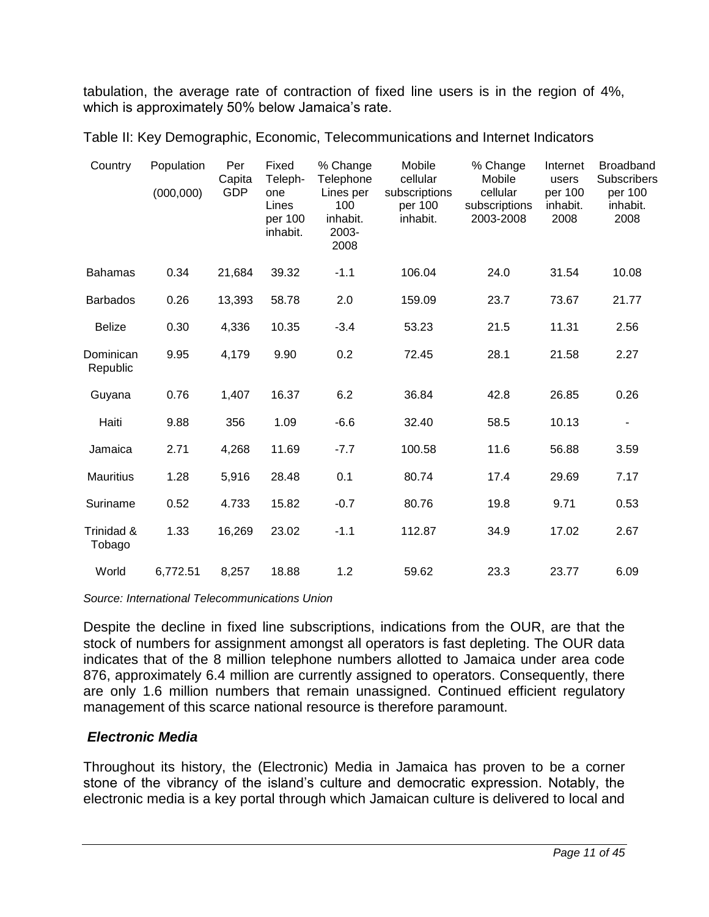tabulation, the average rate of contraction of fixed line users is in the region of 4%, which is approximately 50% below Jamaica's rate.

Table II: Key Demographic, Economic, Telecommunications and Internet Indicators

| Country | Population (000,000) | Per Capita GDP | Fixed Teleph-one Lines per 100 inhabit. | % Change Telephone Lines per 100 inhabit. 2003-2008 | Mobile cellular subscriptions per 100 inhabit. | % Change Mobile cellular subscriptions 2003-2008 | Internet users per 100 inhabit. 2008 | Broadband Subscribers per 100 inhabit. 2008 |
|---|---|---|---|---|---|---|---|---|
| Bahamas | 0.34 | 21,684 | 39.32 | -1.1 | 106.04 | 24.0 | 31.54 | 10.08 |
| Barbados | 0.26 | 13,393 | 58.78 | 2.0 | 159.09 | 23.7 | 73.67 | 21.77 |
| Belize | 0.30 | 4,336 | 10.35 | -3.4 | 53.23 | 21.5 | 11.31 | 2.56 |
| Dominican Republic | 9.95 | 4,179 | 9.90 | 0.2 | 72.45 | 28.1 | 21.58 | 2.27 |
| Guyana | 0.76 | 1,407 | 16.37 | 6.2 | 36.84 | 42.8 | 26.85 | 0.26 |
| Haiti | 9.88 | 356 | 1.09 | -6.6 | 32.40 | 58.5 | 10.13 | - |
| Jamaica | 2.71 | 4,268 | 11.69 | -7.7 | 100.58 | 11.6 | 56.88 | 3.59 |
| Mauritius | 1.28 | 5,916 | 28.48 | 0.1 | 80.74 | 17.4 | 29.69 | 7.17 |
| Suriname | 0.52 | 4.733 | 15.82 | -0.7 | 80.76 | 19.8 | 9.71 | 0.53 |
| Trinidad & Tobago | 1.33 | 16,269 | 23.02 | -1.1 | 112.87 | 34.9 | 17.02 | 2.67 |
| World | 6,772.51 | 8,257 | 18.88 | 1.2 | 59.62 | 23.3 | 23.77 | 6.09 |

*Source: International Telecommunications Union*

Despite the decline in fixed line subscriptions, indications from the OUR, are that the stock of numbers for assignment amongst all operators is fast depleting. The OUR data indicates that of the 8 million telephone numbers allotted to Jamaica under area code 876, approximately 6.4 million are currently assigned to operators. Consequently, there are only 1.6 million numbers that remain unassigned. Continued efficient regulatory management of this scarce national resource is therefore paramount.

### *Electronic Media*

Throughout its history, the (Electronic) Media in Jamaica has proven to be a corner stone of the vibrancy of the island's culture and democratic expression. Notably, the electronic media is a key portal through which Jamaican culture is delivered to local and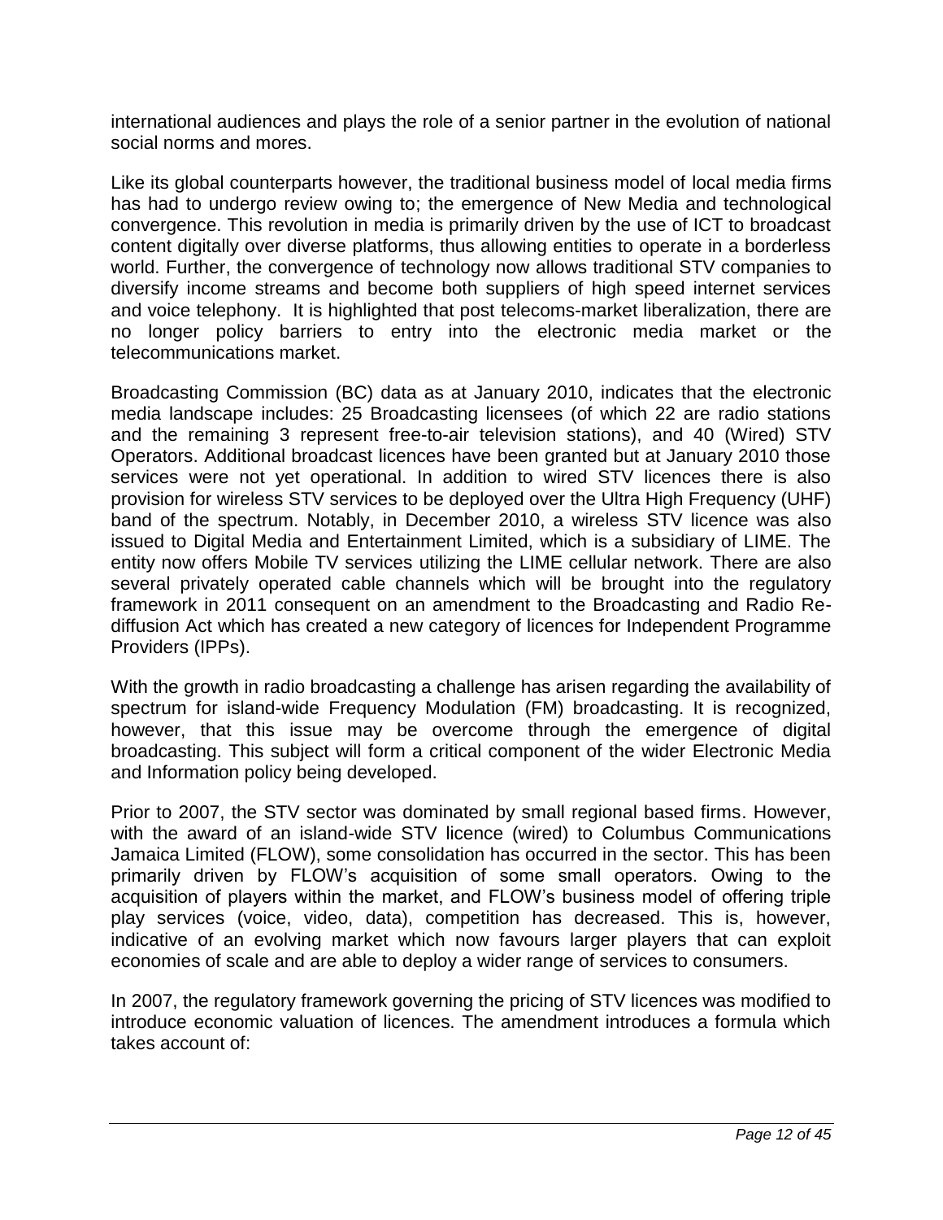international audiences and plays the role of a senior partner in the evolution of national social norms and mores.

Like its global counterparts however, the traditional business model of local media firms has had to undergo review owing to; the emergence of New Media and technological convergence. This revolution in media is primarily driven by the use of ICT to broadcast content digitally over diverse platforms, thus allowing entities to operate in a borderless world. Further, the convergence of technology now allows traditional STV companies to diversify income streams and become both suppliers of high speed internet services and voice telephony. It is highlighted that post telecoms-market liberalization, there are no longer policy barriers to entry into the electronic media market or the telecommunications market.

Broadcasting Commission (BC) data as at January 2010, indicates that the electronic media landscape includes: 25 Broadcasting licensees (of which 22 are radio stations and the remaining 3 represent free-to-air television stations), and 40 (Wired) STV Operators. Additional broadcast licences have been granted but at January 2010 those services were not yet operational. In addition to wired STV licences there is also provision for wireless STV services to be deployed over the Ultra High Frequency (UHF) band of the spectrum. Notably, in December 2010, a wireless STV licence was also issued to Digital Media and Entertainment Limited, which is a subsidiary of LIME. The entity now offers Mobile TV services utilizing the LIME cellular network. There are also several privately operated cable channels which will be brought into the regulatory framework in 2011 consequent on an amendment to the Broadcasting and Radio Re-diffusion Act which has created a new category of licences for Independent Programme Providers (IPPs).

With the growth in radio broadcasting a challenge has arisen regarding the availability of spectrum for island-wide Frequency Modulation (FM) broadcasting. It is recognized, however, that this issue may be overcome through the emergence of digital broadcasting. This subject will form a critical component of the wider Electronic Media and Information policy being developed.

Prior to 2007, the STV sector was dominated by small regional based firms. However, with the award of an island-wide STV licence (wired) to Columbus Communications Jamaica Limited (FLOW), some consolidation has occurred in the sector. This has been primarily driven by FLOW's acquisition of some small operators. Owing to the acquisition of players within the market, and FLOW's business model of offering triple play services (voice, video, data), competition has decreased. This is, however, indicative of an evolving market which now favours larger players that can exploit economies of scale and are able to deploy a wider range of services to consumers.

In 2007, the regulatory framework governing the pricing of STV licences was modified to introduce economic valuation of licences. The amendment introduces a formula which takes account of: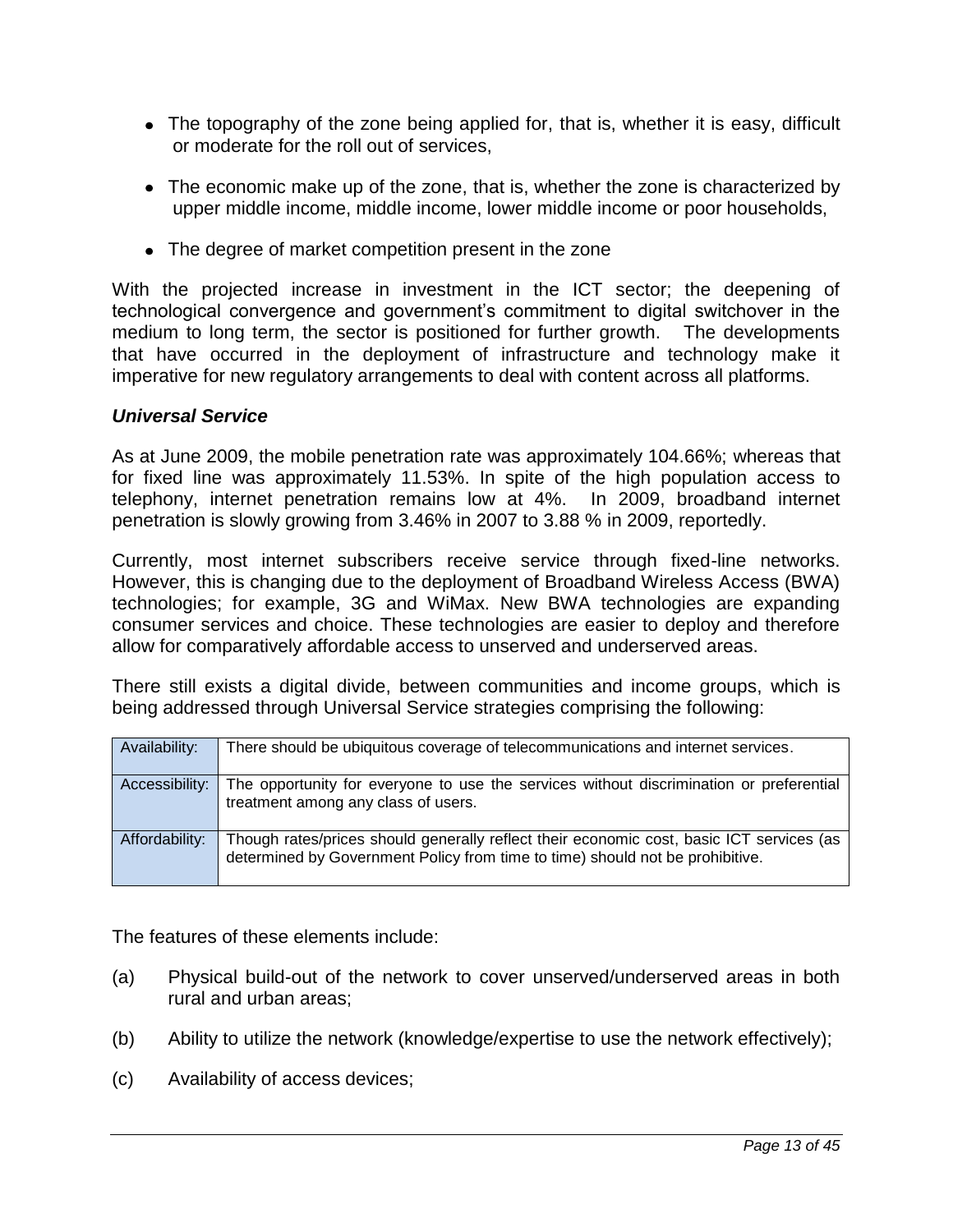- The topography of the zone being applied for, that is, whether it is easy, difficult or moderate for the roll out of services,
- The economic make up of the zone, that is, whether the zone is characterized by upper middle income, middle income, lower middle income or poor households,
- The degree of market competition present in the zone

With the projected increase in investment in the ICT sector; the deepening of technological convergence and government's commitment to digital switchover in the medium to long term, the sector is positioned for further growth. The developments that have occurred in the deployment of infrastructure and technology make it imperative for new regulatory arrangements to deal with content across all platforms.

***Universal Service***

As at June 2009, the mobile penetration rate was approximately 104.66%; whereas that for fixed line was approximately 11.53%. In spite of the high population access to telephony, internet penetration remains low at 4%. In 2009, broadband internet penetration is slowly growing from 3.46% in 2007 to 3.88 % in 2009, reportedly.

Currently, most internet subscribers receive service through fixed-line networks. However, this is changing due to the deployment of Broadband Wireless Access (BWA) technologies; for example, 3G and WiMax. New BWA technologies are expanding consumer services and choice. These technologies are easier to deploy and therefore allow for comparatively affordable access to unserved and underserved areas.

There still exists a digital divide, between communities and income groups, which is being addressed through Universal Service strategies comprising the following:

| | |
|---|---|
| Availability: | There should be ubiquitous coverage of telecommunications and internet services. |
| Accessibility: | The opportunity for everyone to use the services without discrimination or preferential treatment among any class of users. |
| Affordability: | Though rates/prices should generally reflect their economic cost, basic ICT services (as determined by Government Policy from time to time) should not be prohibitive. |

The features of these elements include:

(a) Physical build-out of the network to cover unserved/underserved areas in both rural and urban areas;

(b) Ability to utilize the network (knowledge/expertise to use the network effectively);

(c) Availability of access devices;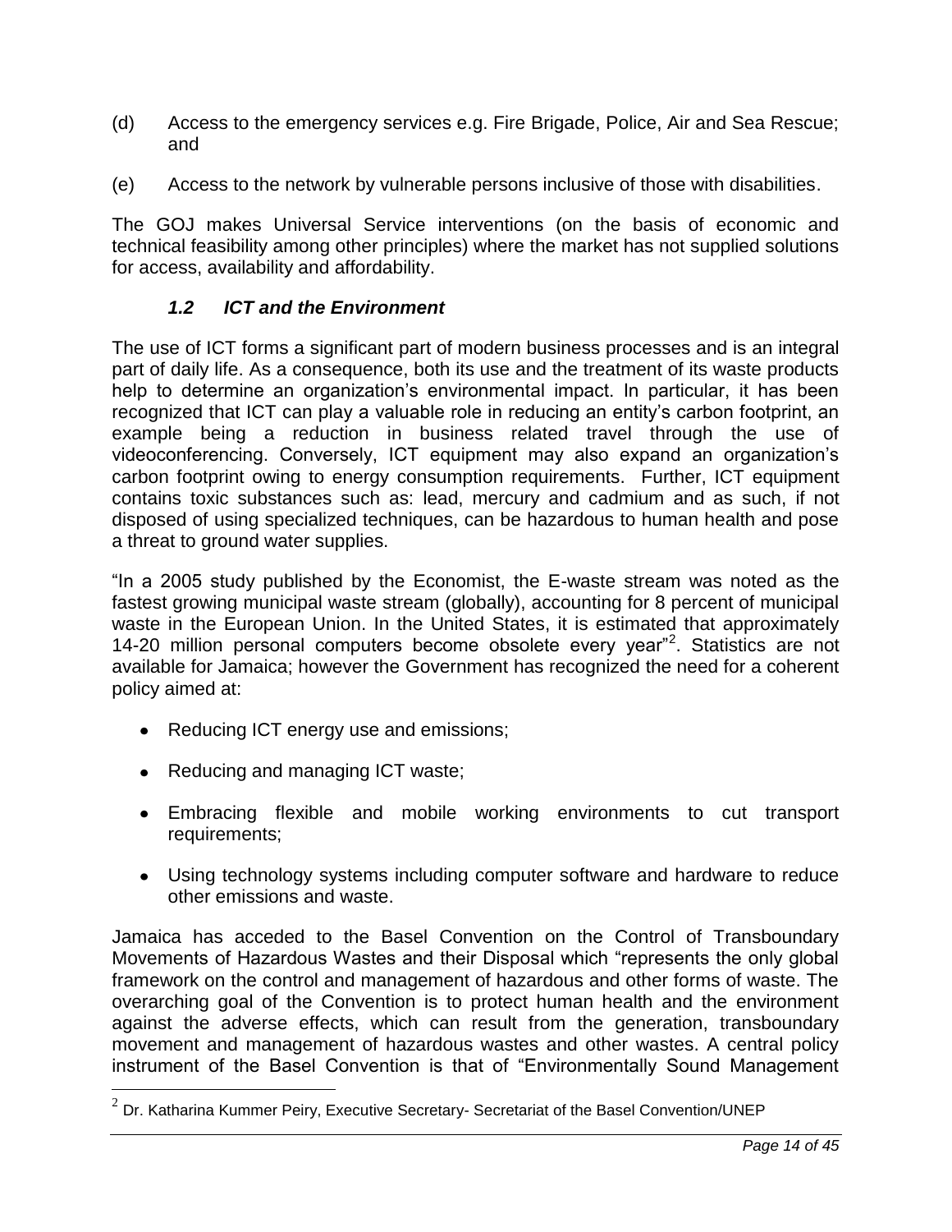(d) Access to the emergency services e.g. Fire Brigade, Police, Air and Sea Rescue; and

(e) Access to the network by vulnerable persons inclusive of those with disabilities.

The GOJ makes Universal Service interventions (on the basis of economic and technical feasibility among other principles) where the market has not supplied solutions for access, availability and affordability.

### *1.2 ICT and the Environment*

The use of ICT forms a significant part of modern business processes and is an integral part of daily life. As a consequence, both its use and the treatment of its waste products help to determine an organization's environmental impact. In particular, it has been recognized that ICT can play a valuable role in reducing an entity's carbon footprint, an example being a reduction in business related travel through the use of videoconferencing. Conversely, ICT equipment may also expand an organization's carbon footprint owing to energy consumption requirements. Further, ICT equipment contains toxic substances such as: lead, mercury and cadmium and as such, if not disposed of using specialized techniques, can be hazardous to human health and pose a threat to ground water supplies.

"In a 2005 study published by the Economist, the E-waste stream was noted as the fastest growing municipal waste stream (globally), accounting for 8 percent of municipal waste in the European Union. In the United States, it is estimated that approximately 14-20 million personal computers become obsolete every year"[2]. Statistics are not available for Jamaica; however the Government has recognized the need for a coherent policy aimed at:

- Reducing ICT energy use and emissions;
- Reducing and managing ICT waste;
- Embracing flexible and mobile working environments to cut transport requirements;
- Using technology systems including computer software and hardware to reduce other emissions and waste.

Jamaica has acceded to the Basel Convention on the Control of Transboundary Movements of Hazardous Wastes and their Disposal which "represents the only global framework on the control and management of hazardous and other forms of waste. The overarching goal of the Convention is to protect human health and the environment against the adverse effects, which can result from the generation, transboundary movement and management of hazardous wastes and other wastes. A central policy instrument of the Basel Convention is that of "Environmentally Sound Management

[2] Dr. Katharina Kummer Peiry, Executive Secretary- Secretariat of the Basel Convention/UNEP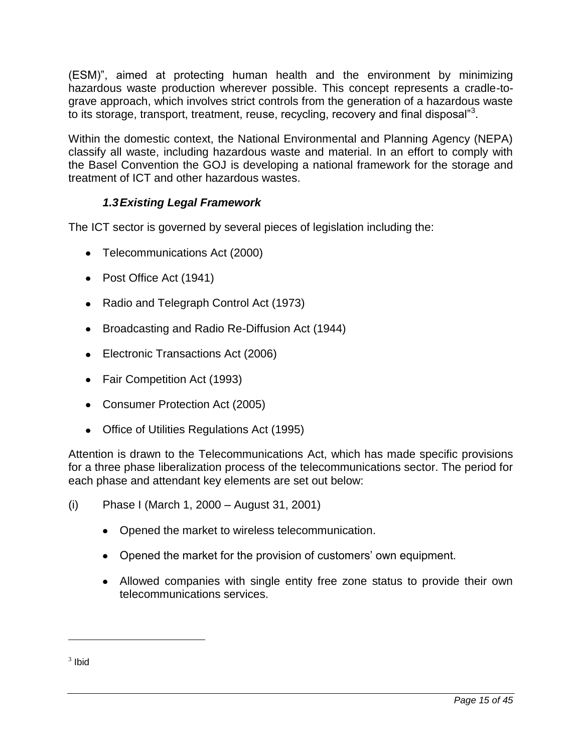(ESM)", aimed at protecting human health and the environment by minimizing hazardous waste production wherever possible. This concept represents a cradle-to-grave approach, which involves strict controls from the generation of a hazardous waste to its storage, transport, treatment, reuse, recycling, recovery and final disposal"[3].

Within the domestic context, the National Environmental and Planning Agency (NEPA) classify all waste, including hazardous waste and material. In an effort to comply with the Basel Convention the GOJ is developing a national framework for the storage and treatment of ICT and other hazardous wastes.

### *1.3 Existing Legal Framework*

The ICT sector is governed by several pieces of legislation including the:

- Telecommunications Act (2000)
- Post Office Act (1941)
- Radio and Telegraph Control Act (1973)
- Broadcasting and Radio Re-Diffusion Act (1944)
- Electronic Transactions Act (2006)
- Fair Competition Act (1993)
- Consumer Protection Act (2005)
- Office of Utilities Regulations Act (1995)

Attention is drawn to the Telecommunications Act, which has made specific provisions for a three phase liberalization process of the telecommunications sector. The period for each phase and attendant key elements are set out below:

(i) Phase I (March 1, 2000 – August 31, 2001)

- Opened the market to wireless telecommunication.
- Opened the market for the provision of customers' own equipment.
- Allowed companies with single entity free zone status to provide their own telecommunications services.

---

[3] Ibid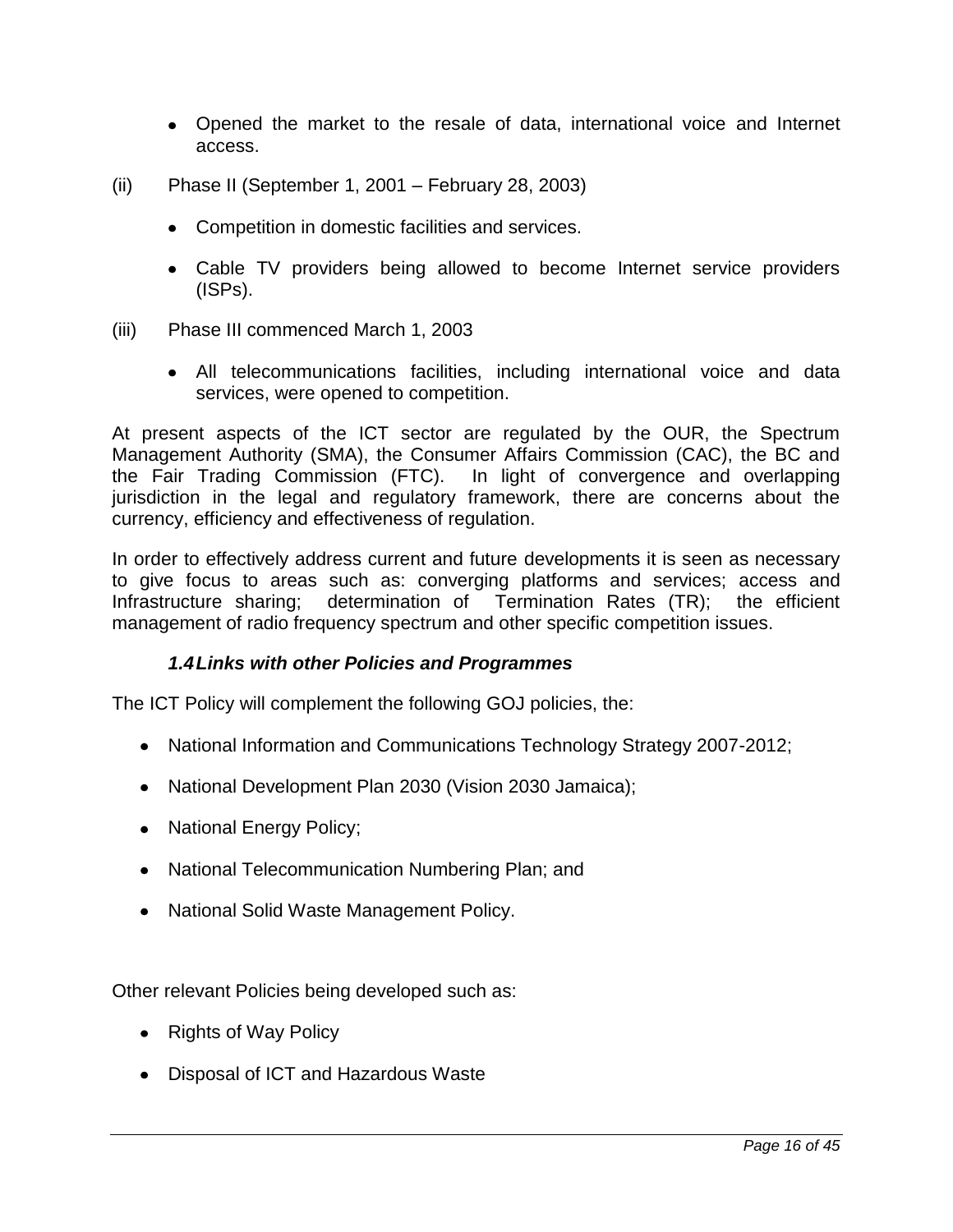- Opened the market to the resale of data, international voice and Internet access.

(ii) Phase II (September 1, 2001 – February 28, 2003)

- Competition in domestic facilities and services.
- Cable TV providers being allowed to become Internet service providers (ISPs).

(iii) Phase III commenced March 1, 2003

- All telecommunications facilities, including international voice and data services, were opened to competition.

At present aspects of the ICT sector are regulated by the OUR, the Spectrum Management Authority (SMA), the Consumer Affairs Commission (CAC), the BC and the Fair Trading Commission (FTC). In light of convergence and overlapping jurisdiction in the legal and regulatory framework, there are concerns about the currency, efficiency and effectiveness of regulation.

In order to effectively address current and future developments it is seen as necessary to give focus to areas such as: converging platforms and services; access and Infrastructure sharing; determination of Termination Rates (TR); the efficient management of radio frequency spectrum and other specific competition issues.

### *1.4 Links with other Policies and Programmes*

The ICT Policy will complement the following GOJ policies, the:

- National Information and Communications Technology Strategy 2007-2012;
- National Development Plan 2030 (Vision 2030 Jamaica);
- National Energy Policy;
- National Telecommunication Numbering Plan; and
- National Solid Waste Management Policy.

Other relevant Policies being developed such as:

- Rights of Way Policy
- Disposal of ICT and Hazardous Waste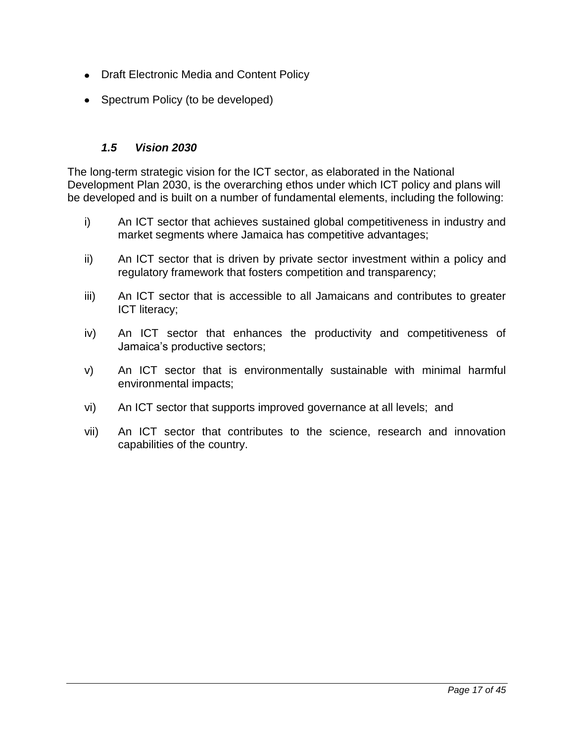- Draft Electronic Media and Content Policy
- Spectrum Policy (to be developed)

### *1.5 Vision 2030*

The long-term strategic vision for the ICT sector, as elaborated in the National Development Plan 2030, is the overarching ethos under which ICT policy and plans will be developed and is built on a number of fundamental elements, including the following:

i) An ICT sector that achieves sustained global competitiveness in industry and market segments where Jamaica has competitive advantages;

ii) An ICT sector that is driven by private sector investment within a policy and regulatory framework that fosters competition and transparency;

iii) An ICT sector that is accessible to all Jamaicans and contributes to greater ICT literacy;

iv) An ICT sector that enhances the productivity and competitiveness of Jamaica's productive sectors;

v) An ICT sector that is environmentally sustainable with minimal harmful environmental impacts;

vi) An ICT sector that supports improved governance at all levels; and

vii) An ICT sector that contributes to the science, research and innovation capabilities of the country.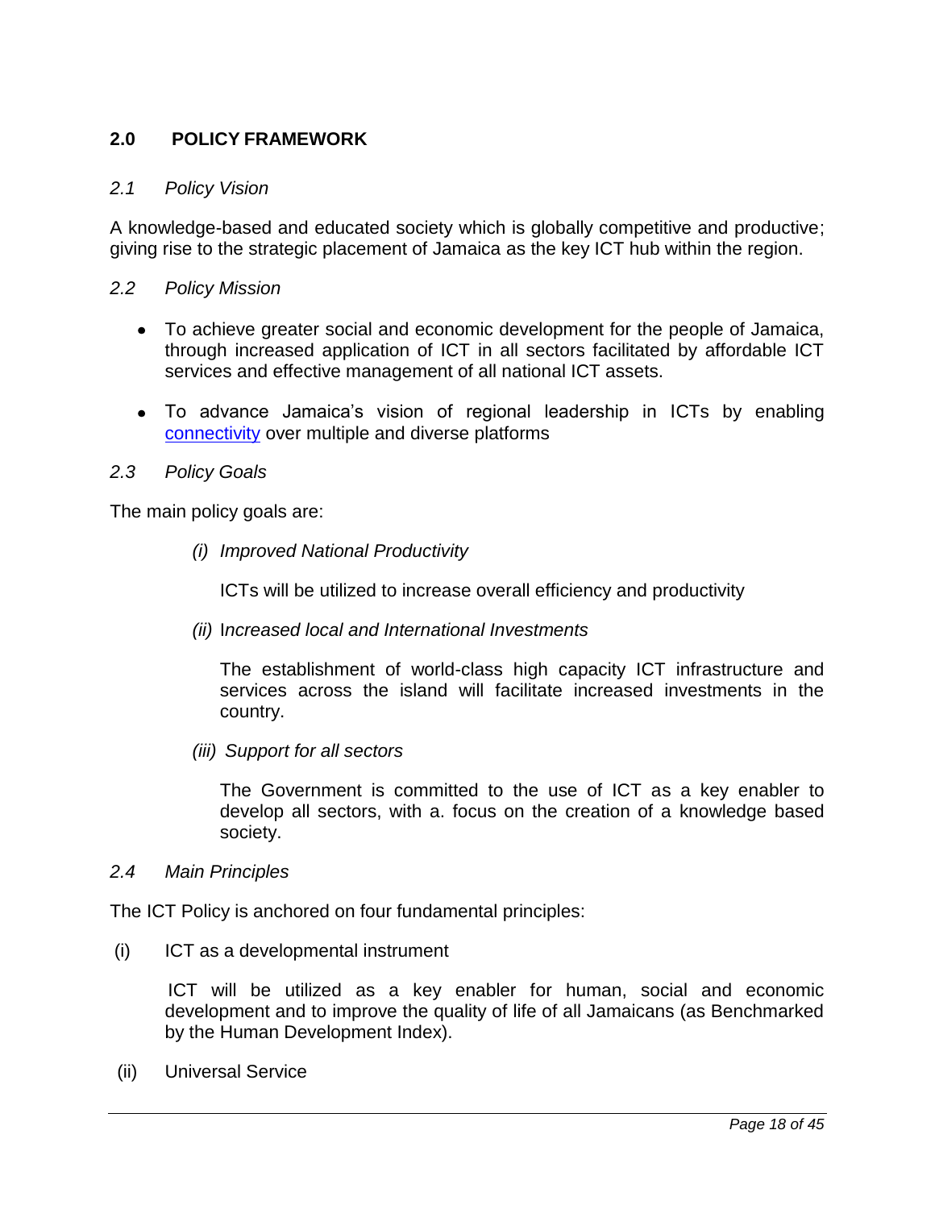## 2.0 POLICY FRAMEWORK

### *2.1 Policy Vision*

A knowledge-based and educated society which is globally competitive and productive; giving rise to the strategic placement of Jamaica as the key ICT hub within the region.

### *2.2 Policy Mission*

- To achieve greater social and economic development for the people of Jamaica, through increased application of ICT in all sectors facilitated by affordable ICT services and effective management of all national ICT assets.
- To advance Jamaica's vision of regional leadership in ICTs by enabling connectivity over multiple and diverse platforms

### *2.3 Policy Goals*

The main policy goals are:

*(i) Improved National Productivity*

ICTs will be utilized to increase overall efficiency and productivity

*(ii) Increased local and International Investments*

The establishment of world-class high capacity ICT infrastructure and services across the island will facilitate increased investments in the country.

*(iii) Support for all sectors*

The Government is committed to the use of ICT as a key enabler to develop all sectors, with a. focus on the creation of a knowledge based society.

### *2.4 Main Principles*

The ICT Policy is anchored on four fundamental principles:

(i) ICT as a developmental instrument

ICT will be utilized as a key enabler for human, social and economic development and to improve the quality of life of all Jamaicans (as Benchmarked by the Human Development Index).

(ii) Universal Service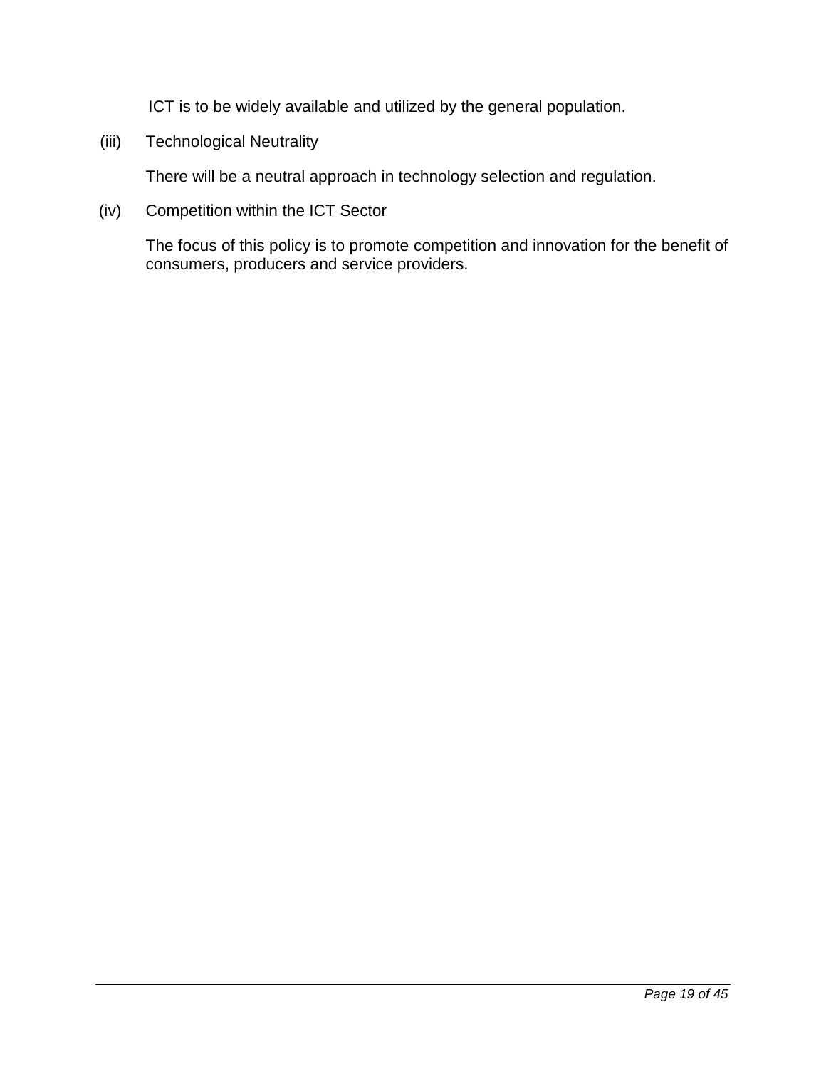ICT is to be widely available and utilized by the general population.

(iii) Technological Neutrality

There will be a neutral approach in technology selection and regulation.

(iv) Competition within the ICT Sector

The focus of this policy is to promote competition and innovation for the benefit of consumers, producers and service providers.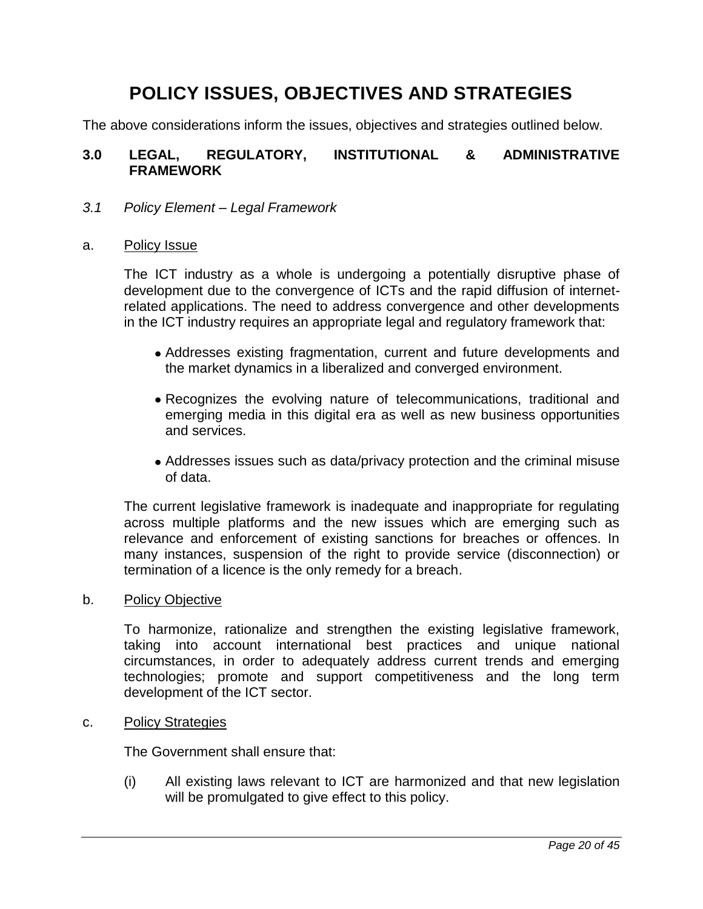# POLICY ISSUES, OBJECTIVES AND STRATEGIES

The above considerations inform the issues, objectives and strategies outlined below.

## 3.0 LEGAL, REGULATORY, INSTITUTIONAL & ADMINISTRATIVE FRAMEWORK

### *3.1 Policy Element – Legal Framework*

a. Policy Issue

The ICT industry as a whole is undergoing a potentially disruptive phase of development due to the convergence of ICTs and the rapid diffusion of internet-related applications. The need to address convergence and other developments in the ICT industry requires an appropriate legal and regulatory framework that:

- Addresses existing fragmentation, current and future developments and the market dynamics in a liberalized and converged environment.
- Recognizes the evolving nature of telecommunications, traditional and emerging media in this digital era as well as new business opportunities and services.
- Addresses issues such as data/privacy protection and the criminal misuse of data.

The current legislative framework is inadequate and inappropriate for regulating across multiple platforms and the new issues which are emerging such as relevance and enforcement of existing sanctions for breaches or offences. In many instances, suspension of the right to provide service (disconnection) or termination of a licence is the only remedy for a breach.

b. Policy Objective

To harmonize, rationalize and strengthen the existing legislative framework, taking into account international best practices and unique national circumstances, in order to adequately address current trends and emerging technologies; promote and support competitiveness and the long term development of the ICT sector.

c. Policy Strategies

The Government shall ensure that:

(i) All existing laws relevant to ICT are harmonized and that new legislation will be promulgated to give effect to this policy.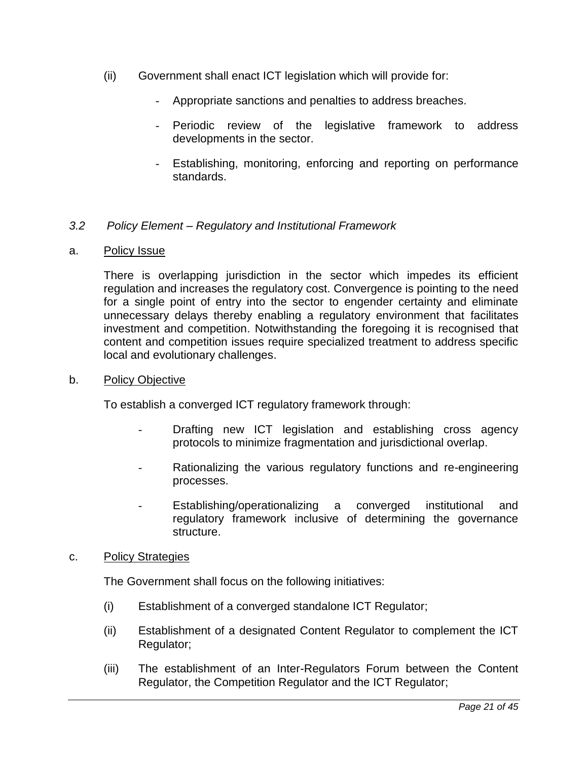(ii) Government shall enact ICT legislation which will provide for:

- Appropriate sanctions and penalties to address breaches.
- Periodic review of the legislative framework to address developments in the sector.
- Establishing, monitoring, enforcing and reporting on performance standards.

### *3.2 Policy Element – Regulatory and Institutional Framework*

a. <u>Policy Issue</u>

There is overlapping jurisdiction in the sector which impedes its efficient regulation and increases the regulatory cost. Convergence is pointing to the need for a single point of entry into the sector to engender certainty and eliminate unnecessary delays thereby enabling a regulatory environment that facilitates investment and competition. Notwithstanding the foregoing it is recognised that content and competition issues require specialized treatment to address specific local and evolutionary challenges.

b. <u>Policy Objective</u>

To establish a converged ICT regulatory framework through:

- Drafting new ICT legislation and establishing cross agency protocols to minimize fragmentation and jurisdictional overlap.
- Rationalizing the various regulatory functions and re-engineering processes.
- Establishing/operationalizing a converged institutional and regulatory framework inclusive of determining the governance structure.

c. <u>Policy Strategies</u>

The Government shall focus on the following initiatives:

(i) Establishment of a converged standalone ICT Regulator;

(ii) Establishment of a designated Content Regulator to complement the ICT Regulator;

(iii) The establishment of an Inter-Regulators Forum between the Content Regulator, the Competition Regulator and the ICT Regulator;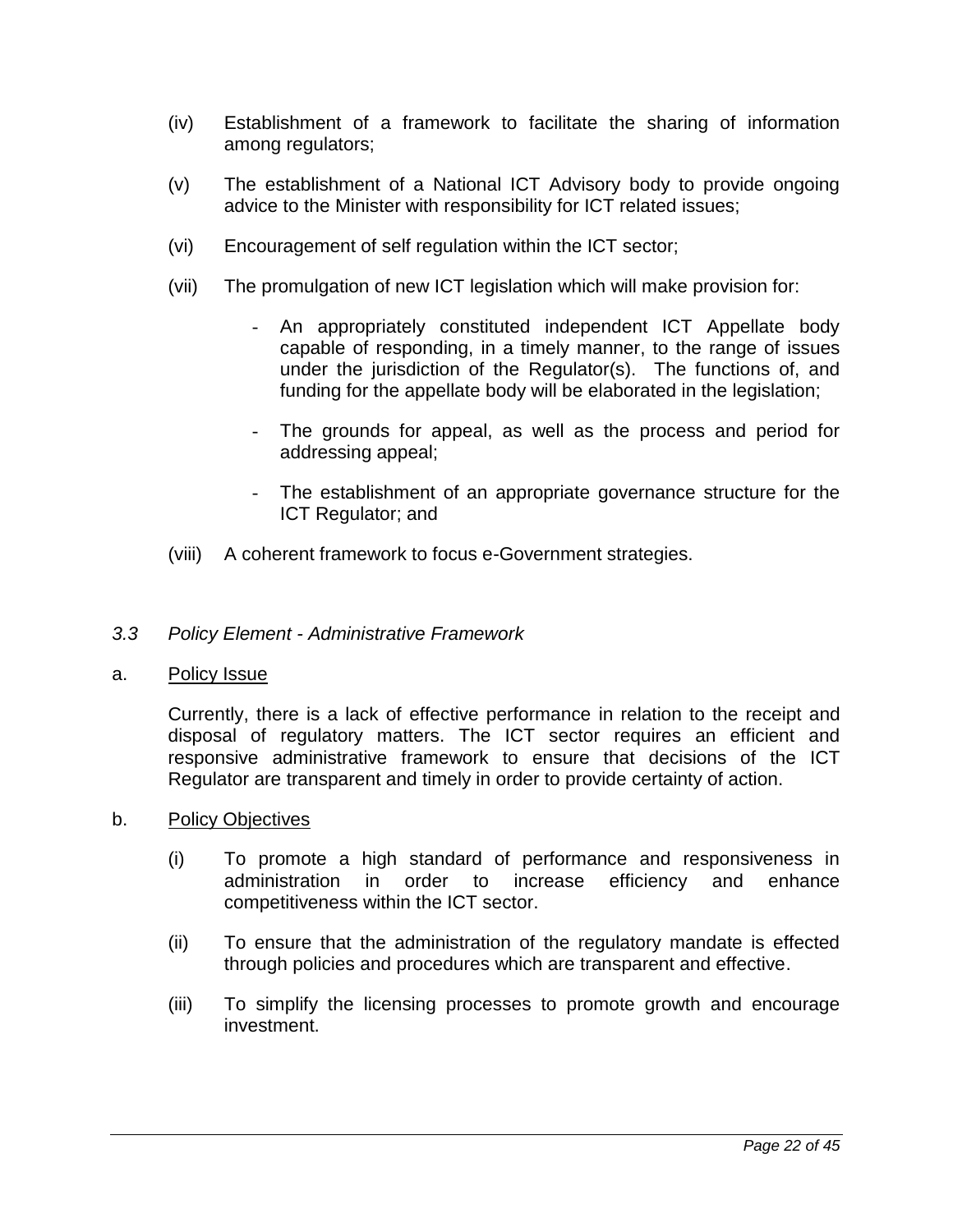(iv) Establishment of a framework to facilitate the sharing of information among regulators;

(v) The establishment of a National ICT Advisory body to provide ongoing advice to the Minister with responsibility for ICT related issues;

(vi) Encouragement of self regulation within the ICT sector;

(vii) The promulgation of new ICT legislation which will make provision for:

- An appropriately constituted independent ICT Appellate body capable of responding, in a timely manner, to the range of issues under the jurisdiction of the Regulator(s). The functions of, and funding for the appellate body will be elaborated in the legislation;
- The grounds for appeal, as well as the process and period for addressing appeal;
- The establishment of an appropriate governance structure for the ICT Regulator; and

(viii) A coherent framework to focus e-Government strategies.

### *3.3 Policy Element - Administrative Framework*

a. <u>Policy Issue</u>

Currently, there is a lack of effective performance in relation to the receipt and disposal of regulatory matters. The ICT sector requires an efficient and responsive administrative framework to ensure that decisions of the ICT Regulator are transparent and timely in order to provide certainty of action.

b. <u>Policy Objectives</u>

(i) To promote a high standard of performance and responsiveness in administration in order to increase efficiency and enhance competitiveness within the ICT sector.

(ii) To ensure that the administration of the regulatory mandate is effected through policies and procedures which are transparent and effective.

(iii) To simplify the licensing processes to promote growth and encourage investment.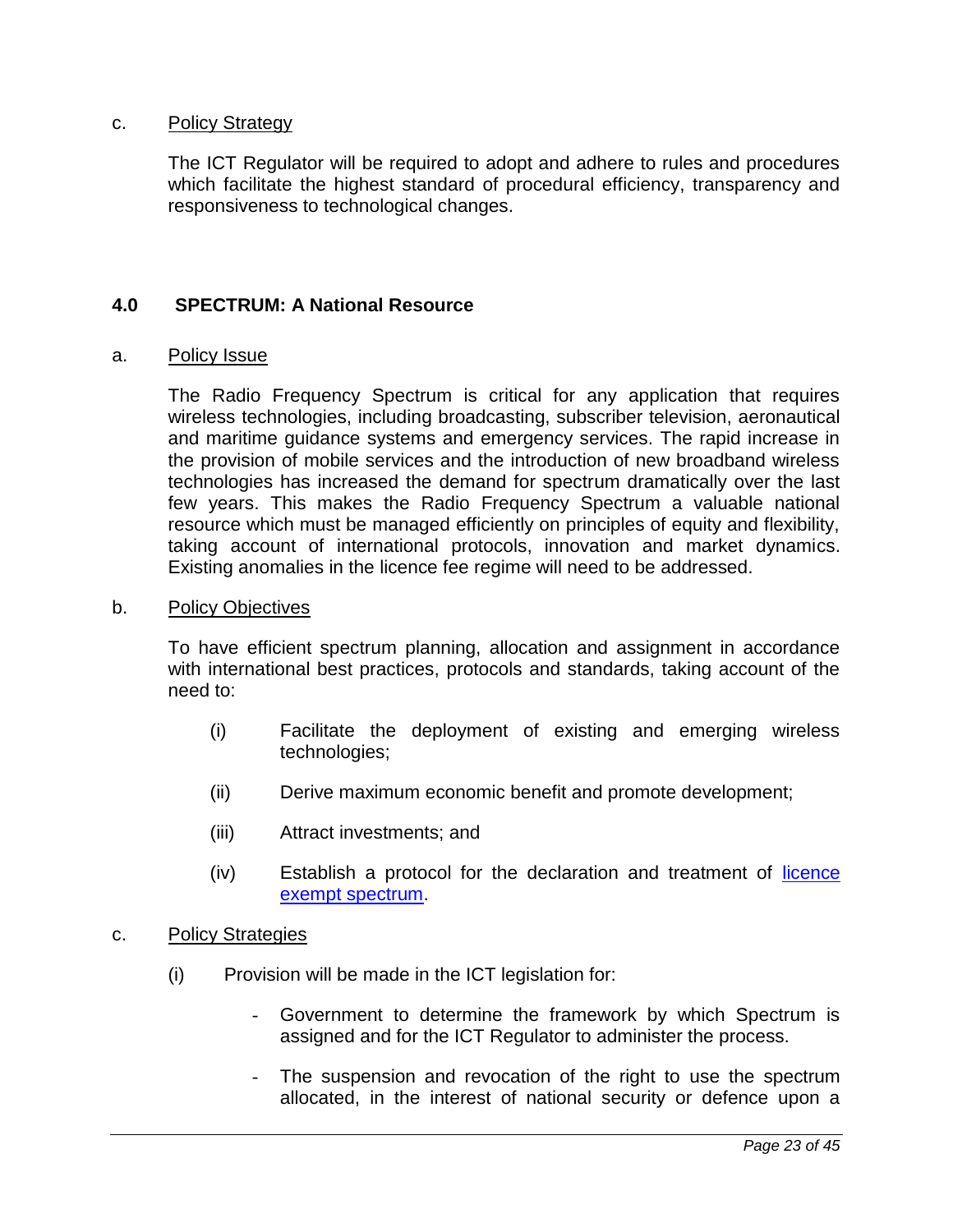c. Policy Strategy

The ICT Regulator will be required to adopt and adhere to rules and procedures which facilitate the highest standard of procedural efficiency, transparency and responsiveness to technological changes.

## 4.0 SPECTRUM: A National Resource

a. Policy Issue

The Radio Frequency Spectrum is critical for any application that requires wireless technologies, including broadcasting, subscriber television, aeronautical and maritime guidance systems and emergency services. The rapid increase in the provision of mobile services and the introduction of new broadband wireless technologies has increased the demand for spectrum dramatically over the last few years. This makes the Radio Frequency Spectrum a valuable national resource which must be managed efficiently on principles of equity and flexibility, taking account of international protocols, innovation and market dynamics. Existing anomalies in the licence fee regime will need to be addressed.

b. Policy Objectives

To have efficient spectrum planning, allocation and assignment in accordance with international best practices, protocols and standards, taking account of the need to:

(i) Facilitate the deployment of existing and emerging wireless technologies;

(ii) Derive maximum economic benefit and promote development;

(iii) Attract investments; and

(iv) Establish a protocol for the declaration and treatment of licence exempt spectrum.

c. Policy Strategies

(i) Provision will be made in the ICT legislation for:

- Government to determine the framework by which Spectrum is assigned and for the ICT Regulator to administer the process.
- The suspension and revocation of the right to use the spectrum allocated, in the interest of national security or defence upon a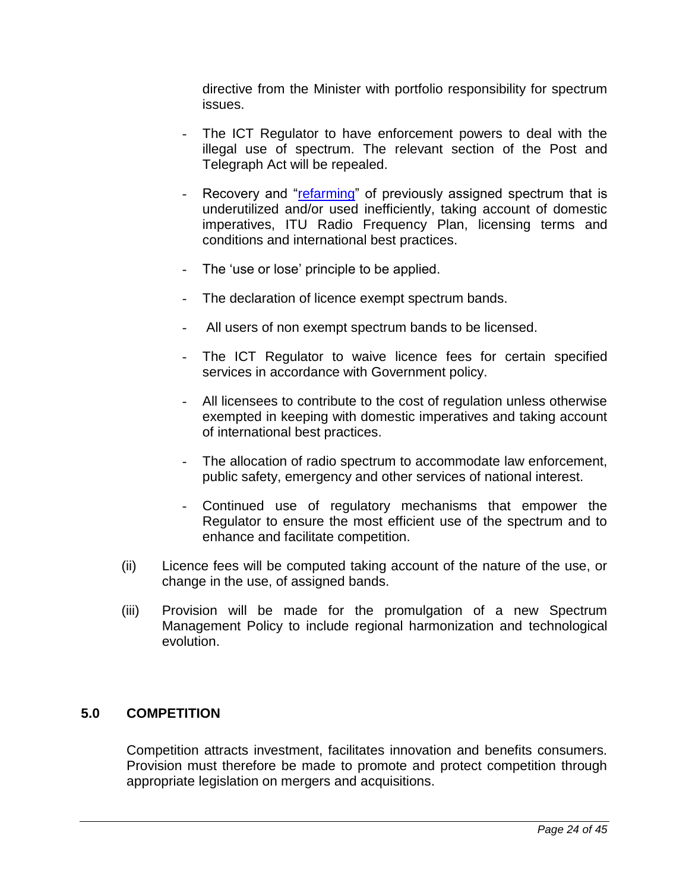directive from the Minister with portfolio responsibility for spectrum issues.

- The ICT Regulator to have enforcement powers to deal with the illegal use of spectrum. The relevant section of the Post and Telegraph Act will be repealed.
- Recovery and "refarming" of previously assigned spectrum that is underutilized and/or used inefficiently, taking account of domestic imperatives, ITU Radio Frequency Plan, licensing terms and conditions and international best practices.
- The 'use or lose' principle to be applied.
- The declaration of licence exempt spectrum bands.
- All users of non exempt spectrum bands to be licensed.
- The ICT Regulator to waive licence fees for certain specified services in accordance with Government policy.
- All licensees to contribute to the cost of regulation unless otherwise exempted in keeping with domestic imperatives and taking account of international best practices.
- The allocation of radio spectrum to accommodate law enforcement, public safety, emergency and other services of national interest.
- Continued use of regulatory mechanisms that empower the Regulator to ensure the most efficient use of the spectrum and to enhance and facilitate competition.

(ii) Licence fees will be computed taking account of the nature of the use, or change in the use, of assigned bands.

(iii) Provision will be made for the promulgation of a new Spectrum Management Policy to include regional harmonization and technological evolution.

## 5.0 COMPETITION

Competition attracts investment, facilitates innovation and benefits consumers. Provision must therefore be made to promote and protect competition through appropriate legislation on mergers and acquisitions.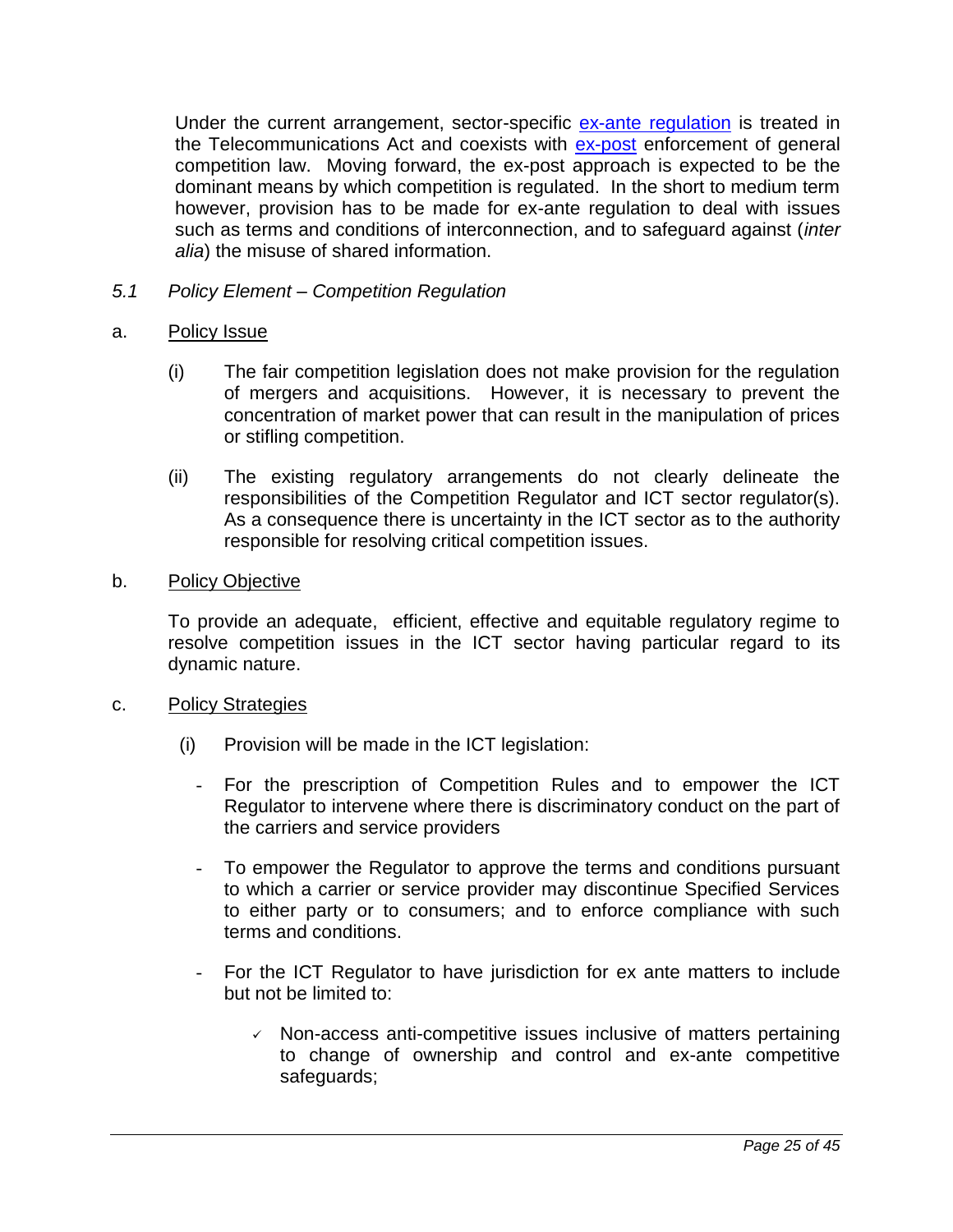Under the current arrangement, sector-specific [ex-ante regulation]() is treated in the Telecommunications Act and coexists with [ex-post]() enforcement of general competition law. Moving forward, the ex-post approach is expected to be the dominant means by which competition is regulated. In the short to medium term however, provision has to be made for ex-ante regulation to deal with issues such as terms and conditions of interconnection, and to safeguard against (*inter alia*) the misuse of shared information.

### *5.1 Policy Element – Competition Regulation*

a. <u>Policy Issue</u>

(i) The fair competition legislation does not make provision for the regulation of mergers and acquisitions. However, it is necessary to prevent the concentration of market power that can result in the manipulation of prices or stifling competition.

(ii) The existing regulatory arrangements do not clearly delineate the responsibilities of the Competition Regulator and ICT sector regulator(s). As a consequence there is uncertainty in the ICT sector as to the authority responsible for resolving critical competition issues.

b. <u>Policy Objective</u>

To provide an adequate, efficient, effective and equitable regulatory regime to resolve competition issues in the ICT sector having particular regard to its dynamic nature.

c. <u>Policy Strategies</u>

(i) Provision will be made in the ICT legislation:

- For the prescription of Competition Rules and to empower the ICT Regulator to intervene where there is discriminatory conduct on the part of the carriers and service providers
- To empower the Regulator to approve the terms and conditions pursuant to which a carrier or service provider may discontinue Specified Services to either party or to consumers; and to enforce compliance with such terms and conditions.
- For the ICT Regulator to have jurisdiction for ex ante matters to include but not be limited to:
  - ✓ Non-access anti-competitive issues inclusive of matters pertaining to change of ownership and control and ex-ante competitive safeguards;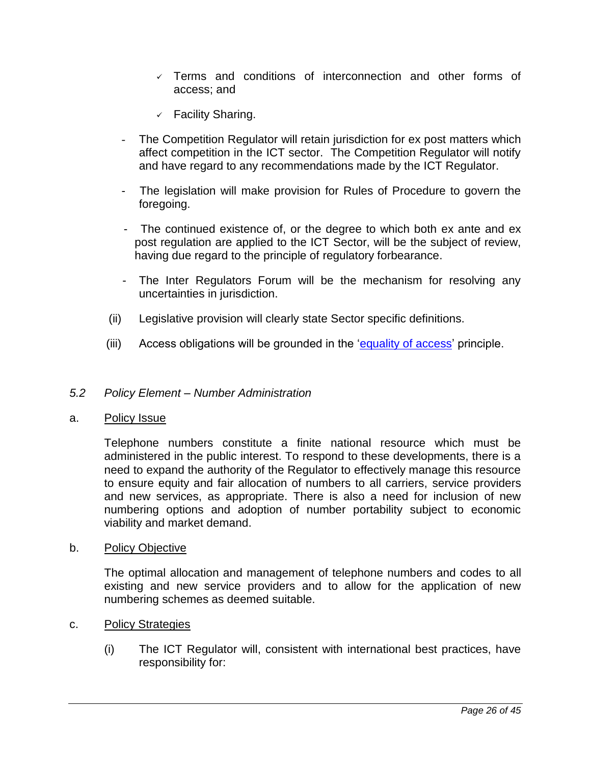- ✓ Terms and conditions of interconnection and other forms of access; and

- ✓ Facility Sharing.

- The Competition Regulator will retain jurisdiction for ex post matters which affect competition in the ICT sector. The Competition Regulator will notify and have regard to any recommendations made by the ICT Regulator.

- The legislation will make provision for Rules of Procedure to govern the foregoing.

- The continued existence of, or the degree to which both ex ante and ex post regulation are applied to the ICT Sector, will be the subject of review, having due regard to the principle of regulatory forbearance.

- The Inter Regulators Forum will be the mechanism for resolving any uncertainties in jurisdiction.

(ii) Legislative provision will clearly state Sector specific definitions.

(iii) Access obligations will be grounded in the 'equality of access' principle.

### *5.2 Policy Element – Number Administration*

a. Policy Issue

Telephone numbers constitute a finite national resource which must be administered in the public interest. To respond to these developments, there is a need to expand the authority of the Regulator to effectively manage this resource to ensure equity and fair allocation of numbers to all carriers, service providers and new services, as appropriate. There is also a need for inclusion of new numbering options and adoption of number portability subject to economic viability and market demand.

b. Policy Objective

The optimal allocation and management of telephone numbers and codes to all existing and new service providers and to allow for the application of new numbering schemes as deemed suitable.

c. Policy Strategies

(i) The ICT Regulator will, consistent with international best practices, have responsibility for: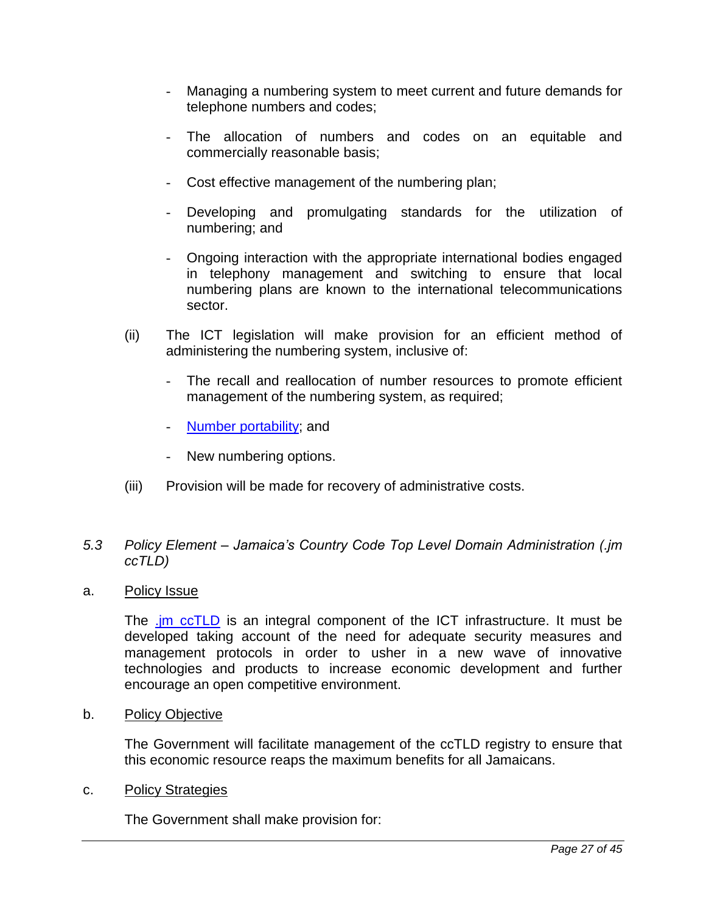- Managing a numbering system to meet current and future demands for telephone numbers and codes;

- The allocation of numbers and codes on an equitable and commercially reasonable basis;

- Cost effective management of the numbering plan;

- Developing and promulgating standards for the utilization of numbering; and

- Ongoing interaction with the appropriate international bodies engaged in telephony management and switching to ensure that local numbering plans are known to the international telecommunications sector.

(ii) The ICT legislation will make provision for an efficient method of administering the numbering system, inclusive of:

- The recall and reallocation of number resources to promote efficient management of the numbering system, as required;

- Number portability; and

- New numbering options.

(iii) Provision will be made for recovery of administrative costs.

*5.3 Policy Element – Jamaica's Country Code Top Level Domain Administration (.jm ccTLD)*

a. Policy Issue

The .jm ccTLD is an integral component of the ICT infrastructure. It must be developed taking account of the need for adequate security measures and management protocols in order to usher in a new wave of innovative technologies and products to increase economic development and further encourage an open competitive environment.

b. Policy Objective

The Government will facilitate management of the ccTLD registry to ensure that this economic resource reaps the maximum benefits for all Jamaicans.

c. Policy Strategies

The Government shall make provision for: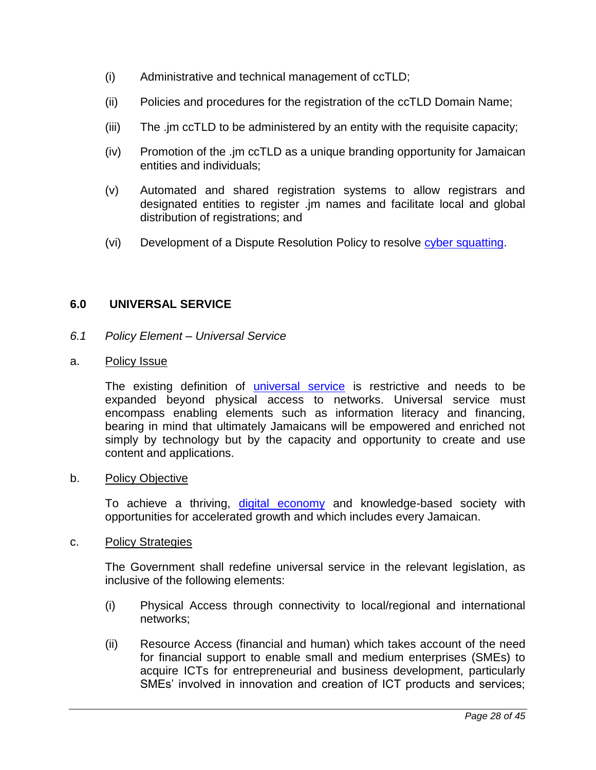(i) Administrative and technical management of ccTLD;

(ii) Policies and procedures for the registration of the ccTLD Domain Name;

(iii) The .jm ccTLD to be administered by an entity with the requisite capacity;

(iv) Promotion of the .jm ccTLD as a unique branding opportunity for Jamaican entities and individuals;

(v) Automated and shared registration systems to allow registrars and designated entities to register .jm names and facilitate local and global distribution of registrations; and

(vi) Development of a Dispute Resolution Policy to resolve cyber squatting.

## 6.0 UNIVERSAL SERVICE

### *6.1 Policy Element – Universal Service*

a. Policy Issue

The existing definition of universal service is restrictive and needs to be expanded beyond physical access to networks. Universal service must encompass enabling elements such as information literacy and financing, bearing in mind that ultimately Jamaicans will be empowered and enriched not simply by technology but by the capacity and opportunity to create and use content and applications.

b. Policy Objective

To achieve a thriving, digital economy and knowledge-based society with opportunities for accelerated growth and which includes every Jamaican.

c. Policy Strategies

The Government shall redefine universal service in the relevant legislation, as inclusive of the following elements:

(i) Physical Access through connectivity to local/regional and international networks;

(ii) Resource Access (financial and human) which takes account of the need for financial support to enable small and medium enterprises (SMEs) to acquire ICTs for entrepreneurial and business development, particularly SMEs' involved in innovation and creation of ICT products and services;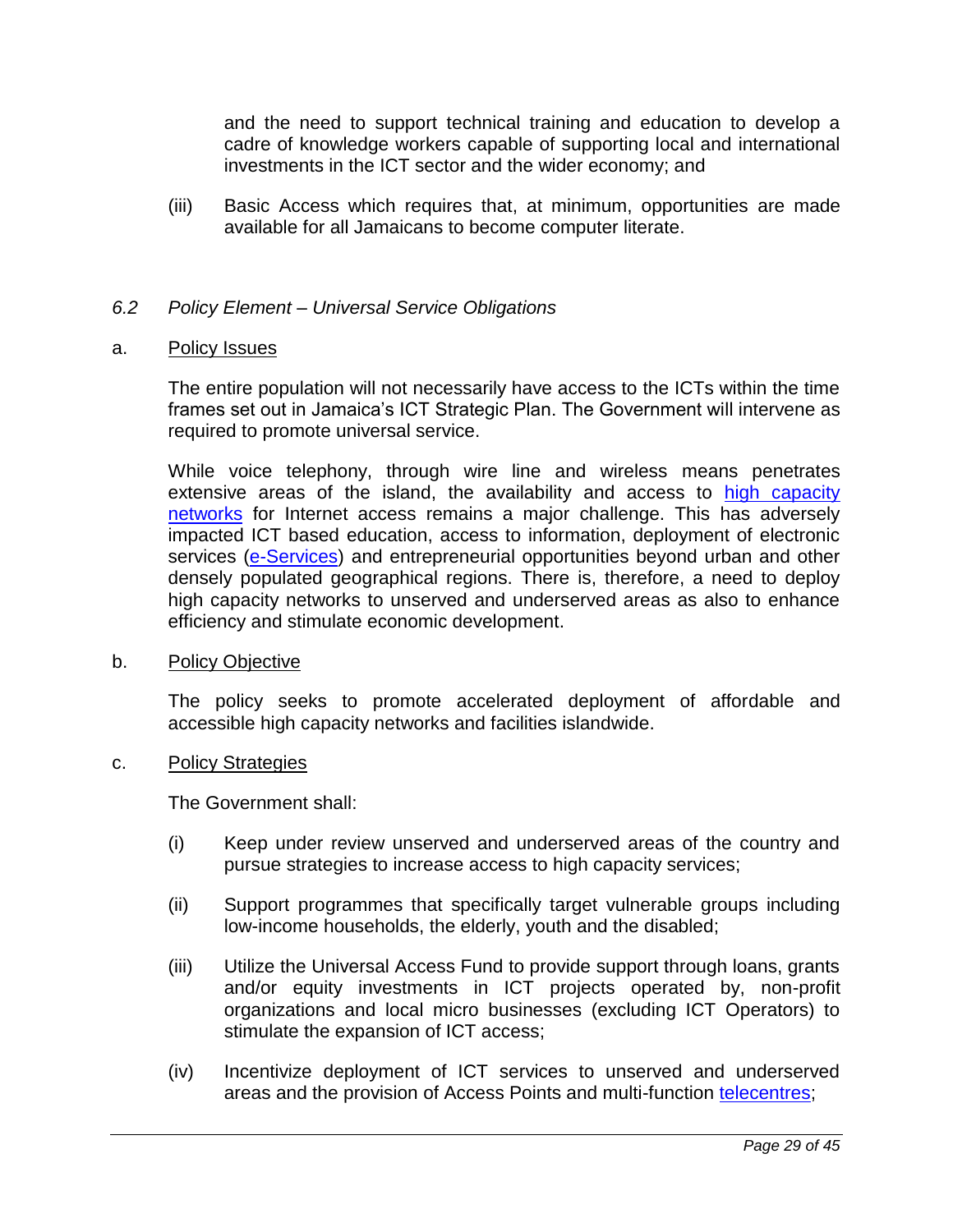and the need to support technical training and education to develop a cadre of knowledge workers capable of supporting local and international investments in the ICT sector and the wider economy; and

(iii) Basic Access which requires that, at minimum, opportunities are made available for all Jamaicans to become computer literate.

### *6.2 Policy Element – Universal Service Obligations*

a. <u>Policy Issues</u>

The entire population will not necessarily have access to the ICTs within the time frames set out in Jamaica's ICT Strategic Plan. The Government will intervene as required to promote universal service.

While voice telephony, through wire line and wireless means penetrates extensive areas of the island, the availability and access to high capacity networks for Internet access remains a major challenge. This has adversely impacted ICT based education, access to information, deployment of electronic services (e-Services) and entrepreneurial opportunities beyond urban and other densely populated geographical regions. There is, therefore, a need to deploy high capacity networks to unserved and underserved areas as also to enhance efficiency and stimulate economic development.

b. <u>Policy Objective</u>

The policy seeks to promote accelerated deployment of affordable and accessible high capacity networks and facilities islandwide.

c. <u>Policy Strategies</u>

The Government shall:

(i) Keep under review unserved and underserved areas of the country and pursue strategies to increase access to high capacity services;

(ii) Support programmes that specifically target vulnerable groups including low-income households, the elderly, youth and the disabled;

(iii) Utilize the Universal Access Fund to provide support through loans, grants and/or equity investments in ICT projects operated by, non-profit organizations and local micro businesses (excluding ICT Operators) to stimulate the expansion of ICT access;

(iv) Incentivize deployment of ICT services to unserved and underserved areas and the provision of Access Points and multi-function telecentres;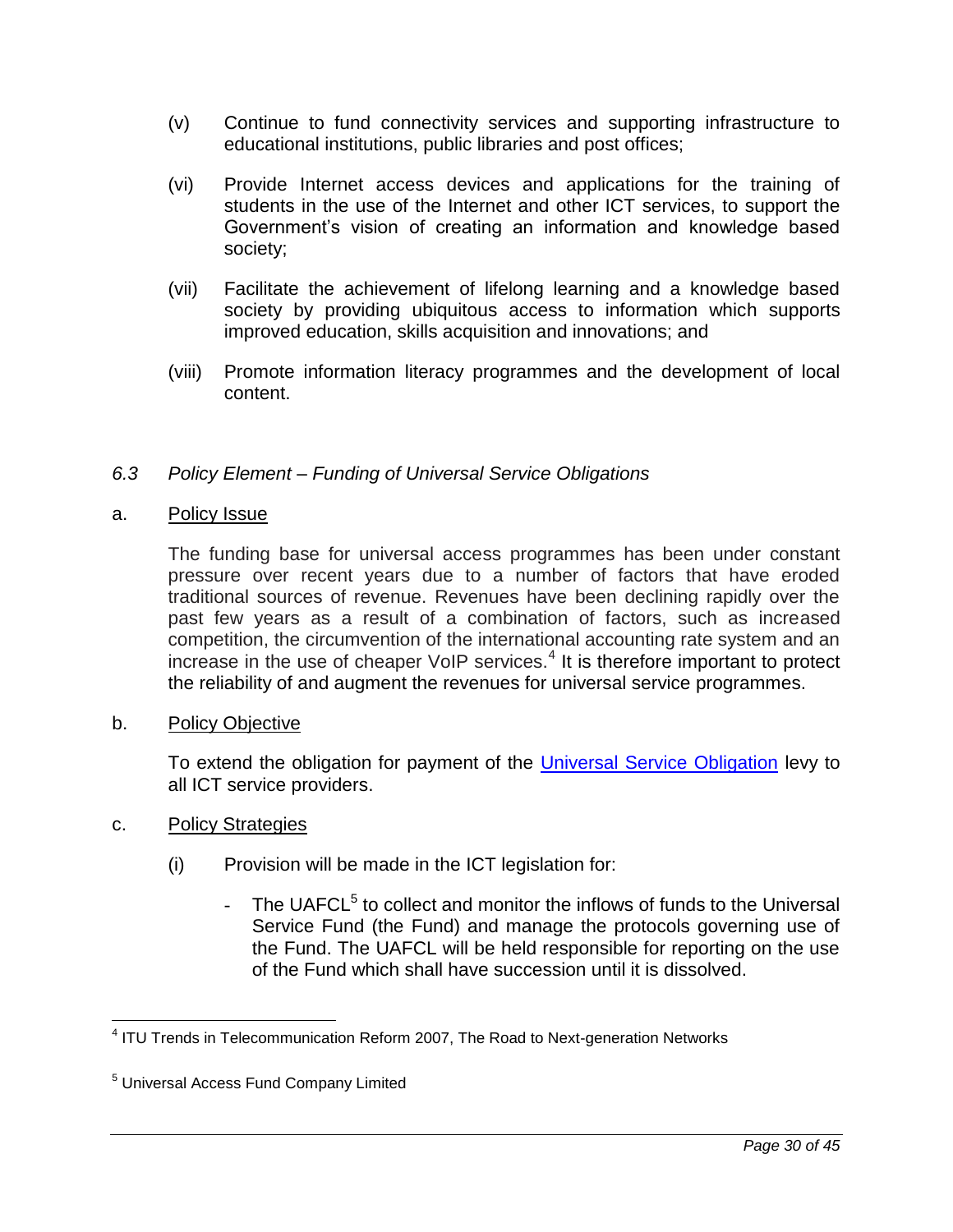(v) Continue to fund connectivity services and supporting infrastructure to educational institutions, public libraries and post offices;

(vi) Provide Internet access devices and applications for the training of students in the use of the Internet and other ICT services, to support the Government's vision of creating an information and knowledge based society;

(vii) Facilitate the achievement of lifelong learning and a knowledge based society by providing ubiquitous access to information which supports improved education, skills acquisition and innovations; and

(viii) Promote information literacy programmes and the development of local content.

### *6.3 Policy Element – Funding of Universal Service Obligations*

a. <u>Policy Issue</u>

The funding base for universal access programmes has been under constant pressure over recent years due to a number of factors that have eroded traditional sources of revenue. Revenues have been declining rapidly over the past few years as a result of a combination of factors, such as increased competition, the circumvention of the international accounting rate system and an increase in the use of cheaper VoIP services.[4] It is therefore important to protect the reliability of and augment the revenues for universal service programmes.

b. <u>Policy Objective</u>

To extend the obligation for payment of the Universal Service Obligation levy to all ICT service providers.

c. <u>Policy Strategies</u>

(i) Provision will be made in the ICT legislation for:

- The UAFCL[5] to collect and monitor the inflows of funds to the Universal Service Fund (the Fund) and manage the protocols governing use of the Fund. The UAFCL will be held responsible for reporting on the use of the Fund which shall have succession until it is dissolved.

---

[4] ITU Trends in Telecommunication Reform 2007, The Road to Next-generation Networks

[5] Universal Access Fund Company Limited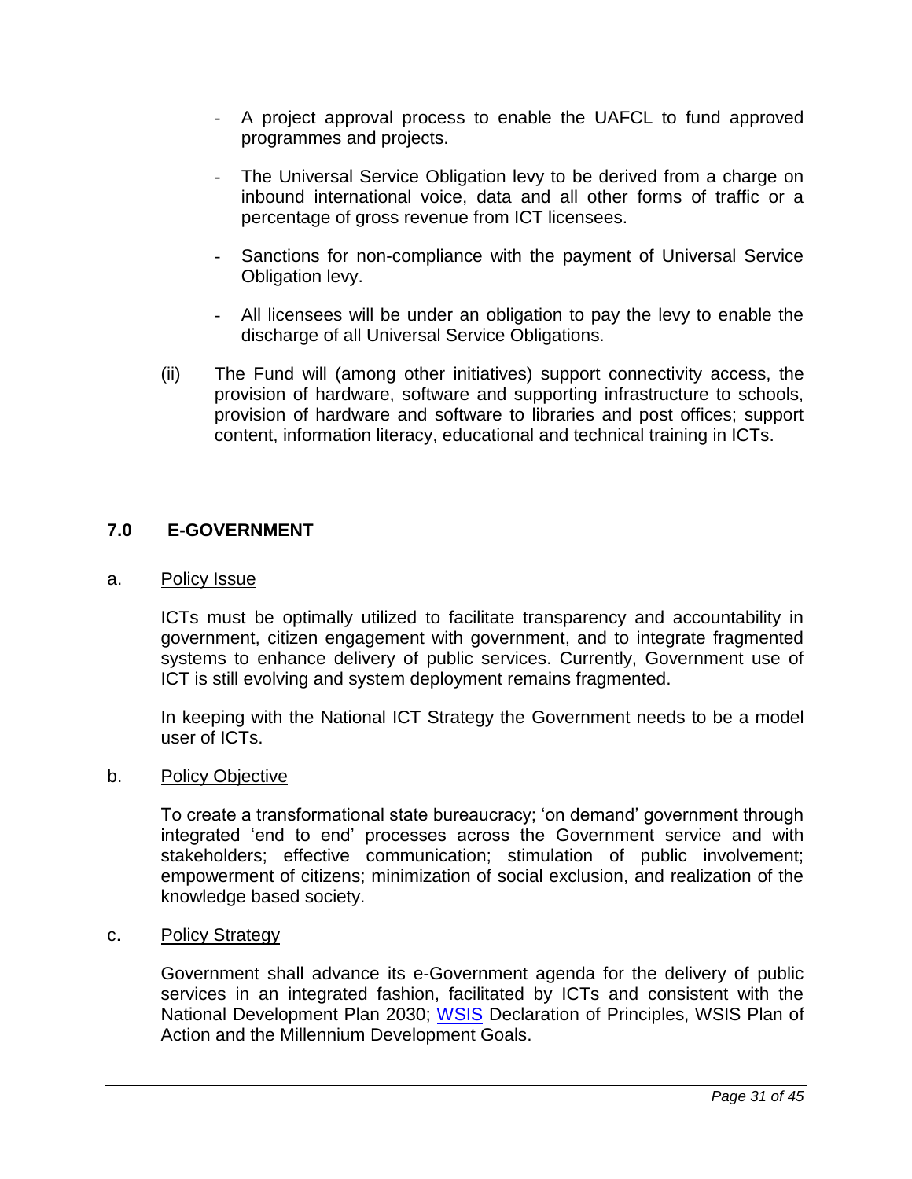- A project approval process to enable the UAFCL to fund approved programmes and projects.

- The Universal Service Obligation levy to be derived from a charge on inbound international voice, data and all other forms of traffic or a percentage of gross revenue from ICT licensees.

- Sanctions for non-compliance with the payment of Universal Service Obligation levy.

- All licensees will be under an obligation to pay the levy to enable the discharge of all Universal Service Obligations.

(ii) The Fund will (among other initiatives) support connectivity access, the provision of hardware, software and supporting infrastructure to schools, provision of hardware and software to libraries and post offices; support content, information literacy, educational and technical training in ICTs.

## 7.0 E-GOVERNMENT

a. Policy Issue

ICTs must be optimally utilized to facilitate transparency and accountability in government, citizen engagement with government, and to integrate fragmented systems to enhance delivery of public services. Currently, Government use of ICT is still evolving and system deployment remains fragmented.

In keeping with the National ICT Strategy the Government needs to be a model user of ICTs.

b. Policy Objective

To create a transformational state bureaucracy; 'on demand' government through integrated 'end to end' processes across the Government service and with stakeholders; effective communication; stimulation of public involvement; empowerment of citizens; minimization of social exclusion, and realization of the knowledge based society.

c. Policy Strategy

Government shall advance its e-Government agenda for the delivery of public services in an integrated fashion, facilitated by ICTs and consistent with the National Development Plan 2030; WSIS Declaration of Principles, WSIS Plan of Action and the Millennium Development Goals.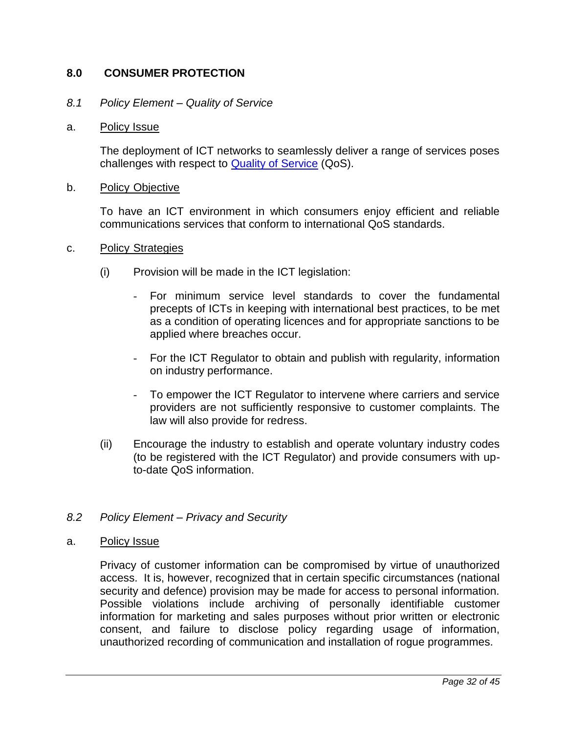## 8.0 CONSUMER PROTECTION

### *8.1 Policy Element – Quality of Service*

a. Policy Issue

The deployment of ICT networks to seamlessly deliver a range of services poses challenges with respect to Quality of Service (QoS).

b. Policy Objective

To have an ICT environment in which consumers enjoy efficient and reliable communications services that conform to international QoS standards.

c. Policy Strategies

(i) Provision will be made in the ICT legislation:

- For minimum service level standards to cover the fundamental precepts of ICTs in keeping with international best practices, to be met as a condition of operating licences and for appropriate sanctions to be applied where breaches occur.
- For the ICT Regulator to obtain and publish with regularity, information on industry performance.
- To empower the ICT Regulator to intervene where carriers and service providers are not sufficiently responsive to customer complaints. The law will also provide for redress.

(ii) Encourage the industry to establish and operate voluntary industry codes (to be registered with the ICT Regulator) and provide consumers with up-to-date QoS information.

### *8.2 Policy Element – Privacy and Security*

a. Policy Issue

Privacy of customer information can be compromised by virtue of unauthorized access. It is, however, recognized that in certain specific circumstances (national security and defence) provision may be made for access to personal information. Possible violations include archiving of personally identifiable customer information for marketing and sales purposes without prior written or electronic consent, and failure to disclose policy regarding usage of information, unauthorized recording of communication and installation of rogue programmes.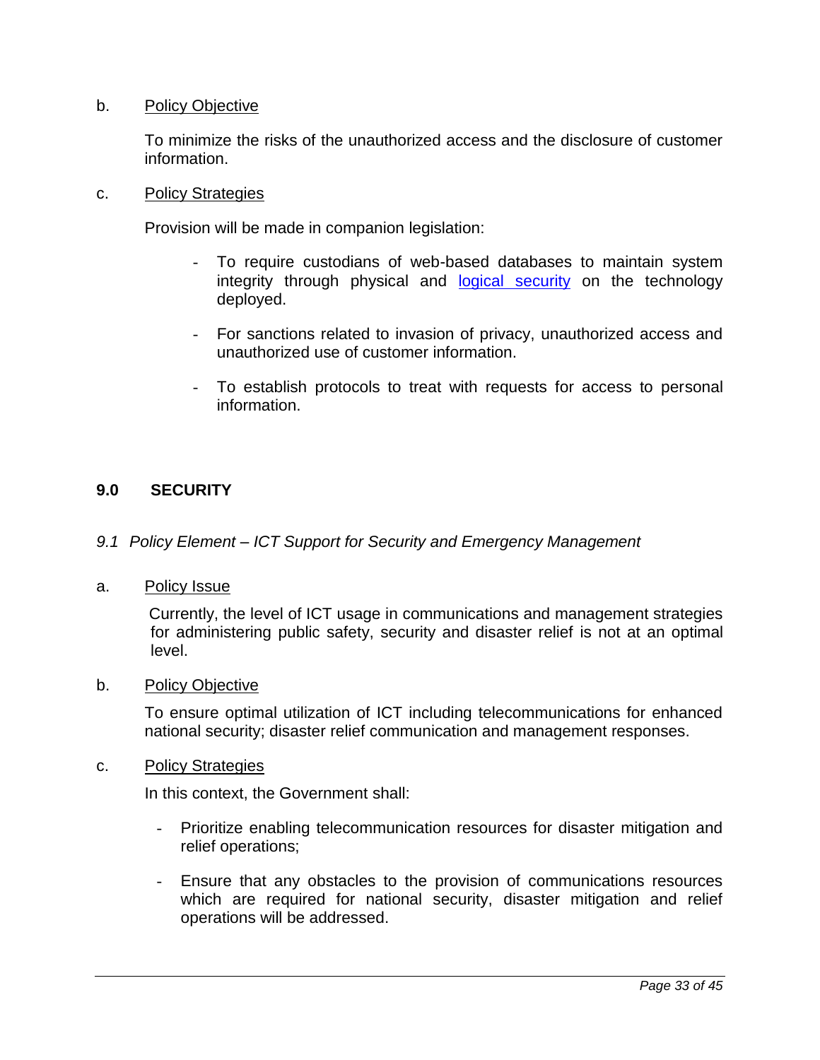b. Policy Objective

To minimize the risks of the unauthorized access and the disclosure of customer information.

c. Policy Strategies

Provision will be made in companion legislation:

- To require custodians of web-based databases to maintain system integrity through physical and logical security on the technology deployed.
- For sanctions related to invasion of privacy, unauthorized access and unauthorized use of customer information.
- To establish protocols to treat with requests for access to personal information.

## 9.0 SECURITY

### *9.1 Policy Element – ICT Support for Security and Emergency Management*

a. Policy Issue

Currently, the level of ICT usage in communications and management strategies for administering public safety, security and disaster relief is not at an optimal level.

b. Policy Objective

To ensure optimal utilization of ICT including telecommunications for enhanced national security; disaster relief communication and management responses.

c. Policy Strategies

In this context, the Government shall:

- Prioritize enabling telecommunication resources for disaster mitigation and relief operations;
- Ensure that any obstacles to the provision of communications resources which are required for national security, disaster mitigation and relief operations will be addressed.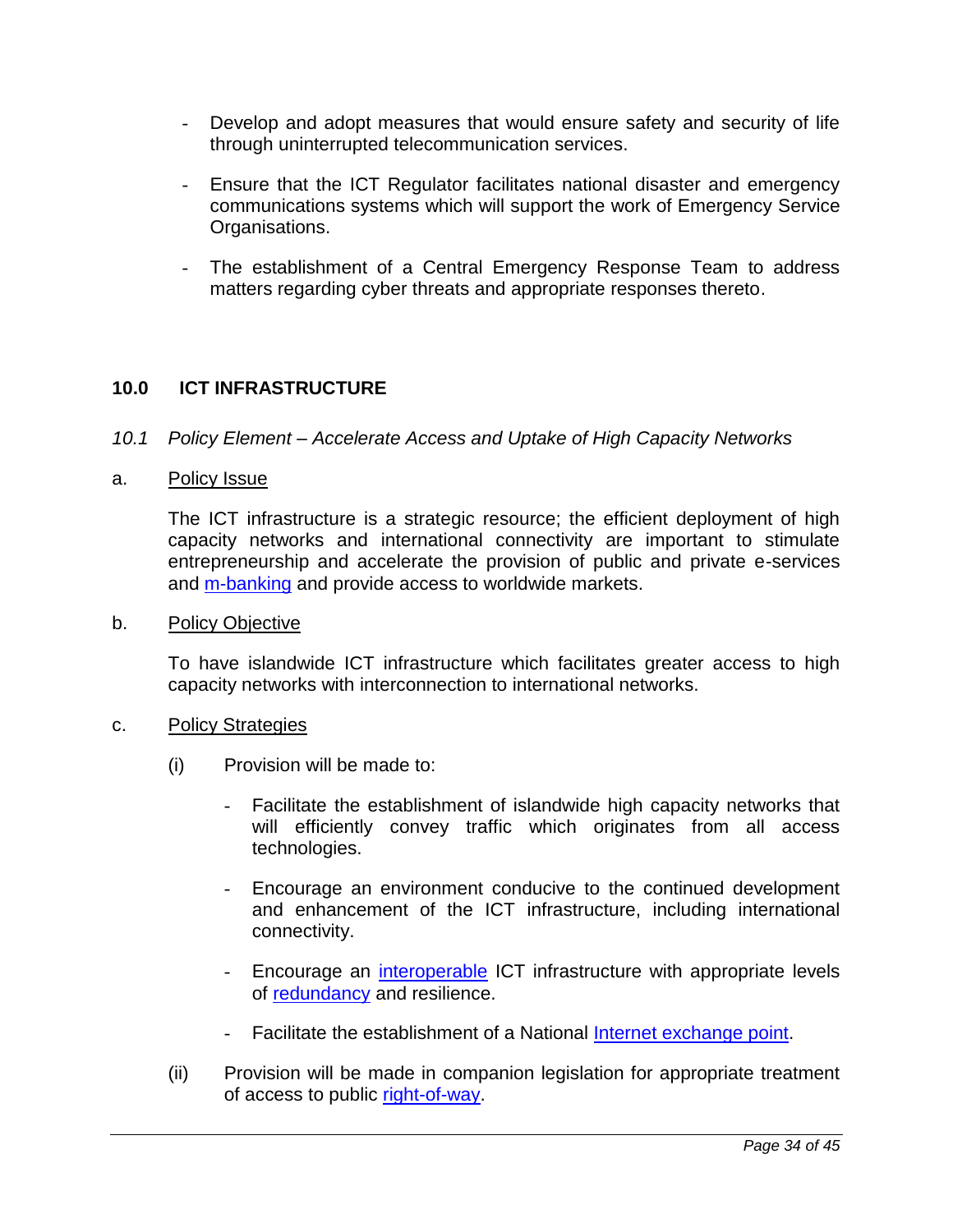- Develop and adopt measures that would ensure safety and security of life through uninterrupted telecommunication services.

- Ensure that the ICT Regulator facilitates national disaster and emergency communications systems which will support the work of Emergency Service Organisations.

- The establishment of a Central Emergency Response Team to address matters regarding cyber threats and appropriate responses thereto.

## 10.0 ICT INFRASTRUCTURE

*10.1 Policy Element – Accelerate Access and Uptake of High Capacity Networks*

a. Policy Issue

The ICT infrastructure is a strategic resource; the efficient deployment of high capacity networks and international connectivity are important to stimulate entrepreneurship and accelerate the provision of public and private e-services and m-banking and provide access to worldwide markets.

b. Policy Objective

To have islandwide ICT infrastructure which facilitates greater access to high capacity networks with interconnection to international networks.

c. Policy Strategies

(i) Provision will be made to:

- Facilitate the establishment of islandwide high capacity networks that will efficiently convey traffic which originates from all access technologies.

- Encourage an environment conducive to the continued development and enhancement of the ICT infrastructure, including international connectivity.

- Encourage an interoperable ICT infrastructure with appropriate levels of redundancy and resilience.

- Facilitate the establishment of a National Internet exchange point.

(ii) Provision will be made in companion legislation for appropriate treatment of access to public right-of-way.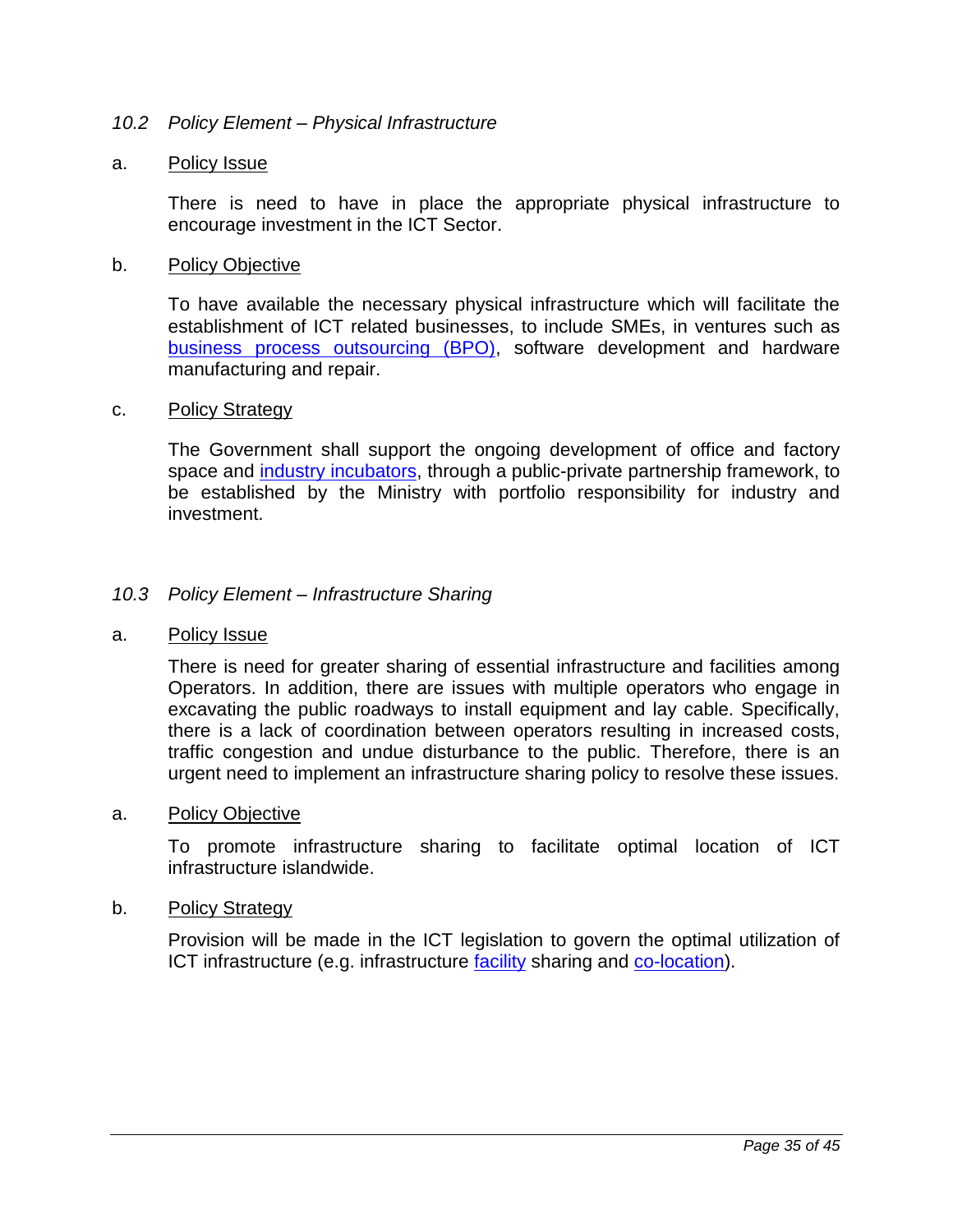### *10.2 Policy Element – Physical Infrastructure*

a. <u>Policy Issue</u>

There is need to have in place the appropriate physical infrastructure to encourage investment in the ICT Sector.

b. <u>Policy Objective</u>

To have available the necessary physical infrastructure which will facilitate the establishment of ICT related businesses, to include SMEs, in ventures such as business process outsourcing (BPO), software development and hardware manufacturing and repair.

c. <u>Policy Strategy</u>

The Government shall support the ongoing development of office and factory space and industry incubators, through a public-private partnership framework, to be established by the Ministry with portfolio responsibility for industry and investment.

### *10.3 Policy Element – Infrastructure Sharing*

a. <u>Policy Issue</u>

There is need for greater sharing of essential infrastructure and facilities among Operators. In addition, there are issues with multiple operators who engage in excavating the public roadways to install equipment and lay cable. Specifically, there is a lack of coordination between operators resulting in increased costs, traffic congestion and undue disturbance to the public. Therefore, there is an urgent need to implement an infrastructure sharing policy to resolve these issues.

a. <u>Policy Objective</u>

To promote infrastructure sharing to facilitate optimal location of ICT infrastructure islandwide.

b. <u>Policy Strategy</u>

Provision will be made in the ICT legislation to govern the optimal utilization of ICT infrastructure (e.g. infrastructure facility sharing and co-location).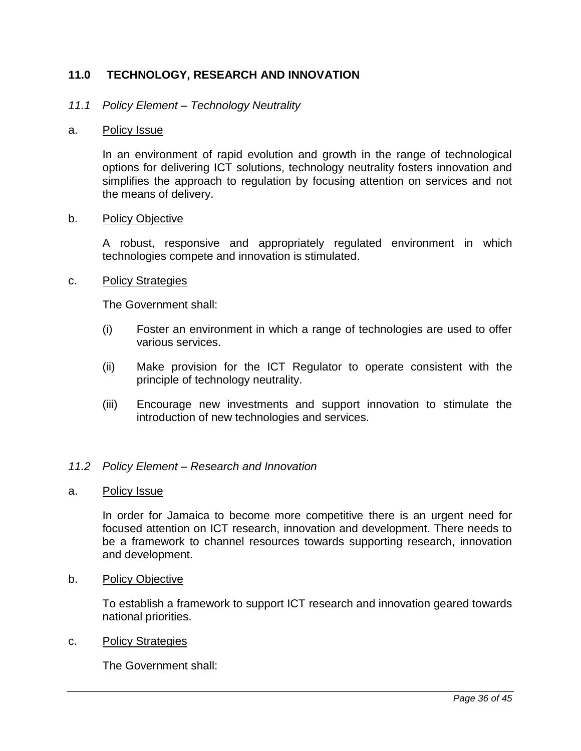## 11.0 TECHNOLOGY, RESEARCH AND INNOVATION

### *11.1 Policy Element – Technology Neutrality*

a. Policy Issue

In an environment of rapid evolution and growth in the range of technological options for delivering ICT solutions, technology neutrality fosters innovation and simplifies the approach to regulation by focusing attention on services and not the means of delivery.

b. Policy Objective

A robust, responsive and appropriately regulated environment in which technologies compete and innovation is stimulated.

c. Policy Strategies

The Government shall:

(i) Foster an environment in which a range of technologies are used to offer various services.

(ii) Make provision for the ICT Regulator to operate consistent with the principle of technology neutrality.

(iii) Encourage new investments and support innovation to stimulate the introduction of new technologies and services.

### *11.2 Policy Element – Research and Innovation*

a. Policy Issue

In order for Jamaica to become more competitive there is an urgent need for focused attention on ICT research, innovation and development. There needs to be a framework to channel resources towards supporting research, innovation and development.

b. Policy Objective

To establish a framework to support ICT research and innovation geared towards national priorities.

c. Policy Strategies

The Government shall: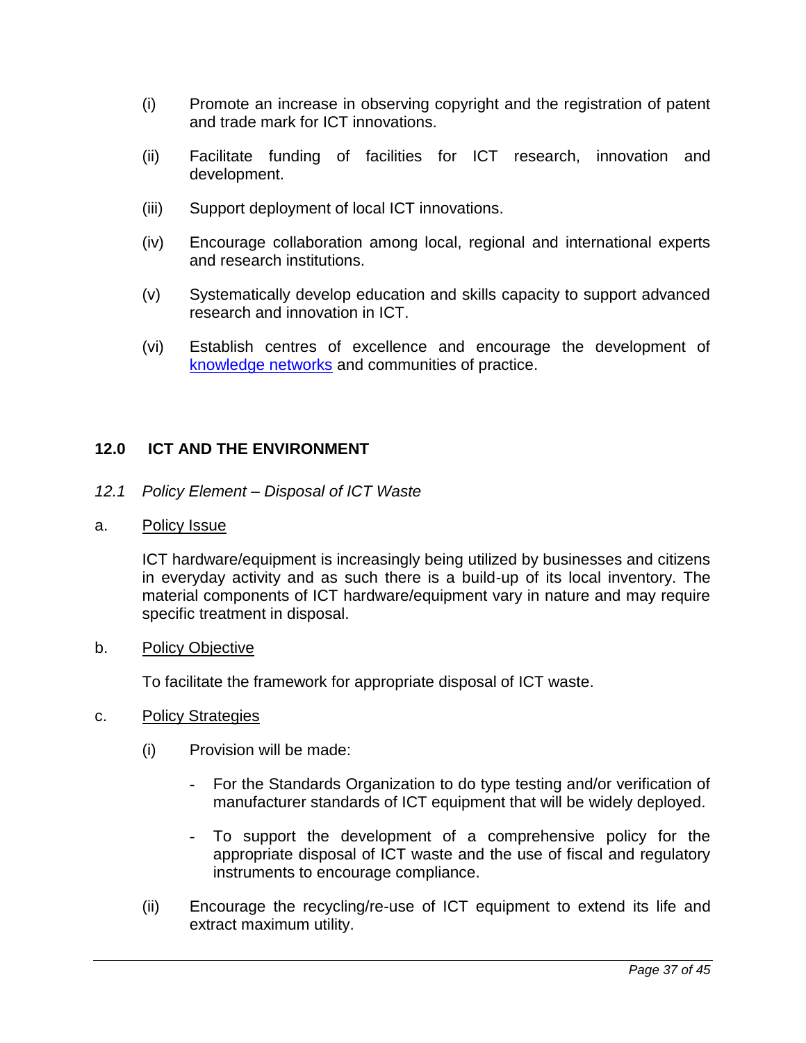(i) Promote an increase in observing copyright and the registration of patent and trade mark for ICT innovations.

(ii) Facilitate funding of facilities for ICT research, innovation and development.

(iii) Support deployment of local ICT innovations.

(iv) Encourage collaboration among local, regional and international experts and research institutions.

(v) Systematically develop education and skills capacity to support advanced research and innovation in ICT.

(vi) Establish centres of excellence and encourage the development of knowledge networks and communities of practice.

## 12.0 ICT AND THE ENVIRONMENT

### *12.1 Policy Element – Disposal of ICT Waste*

a. Policy Issue

ICT hardware/equipment is increasingly being utilized by businesses and citizens in everyday activity and as such there is a build-up of its local inventory. The material components of ICT hardware/equipment vary in nature and may require specific treatment in disposal.

b. Policy Objective

To facilitate the framework for appropriate disposal of ICT waste.

c. Policy Strategies

(i) Provision will be made:

- For the Standards Organization to do type testing and/or verification of manufacturer standards of ICT equipment that will be widely deployed.
- To support the development of a comprehensive policy for the appropriate disposal of ICT waste and the use of fiscal and regulatory instruments to encourage compliance.

(ii) Encourage the recycling/re-use of ICT equipment to extend its life and extract maximum utility.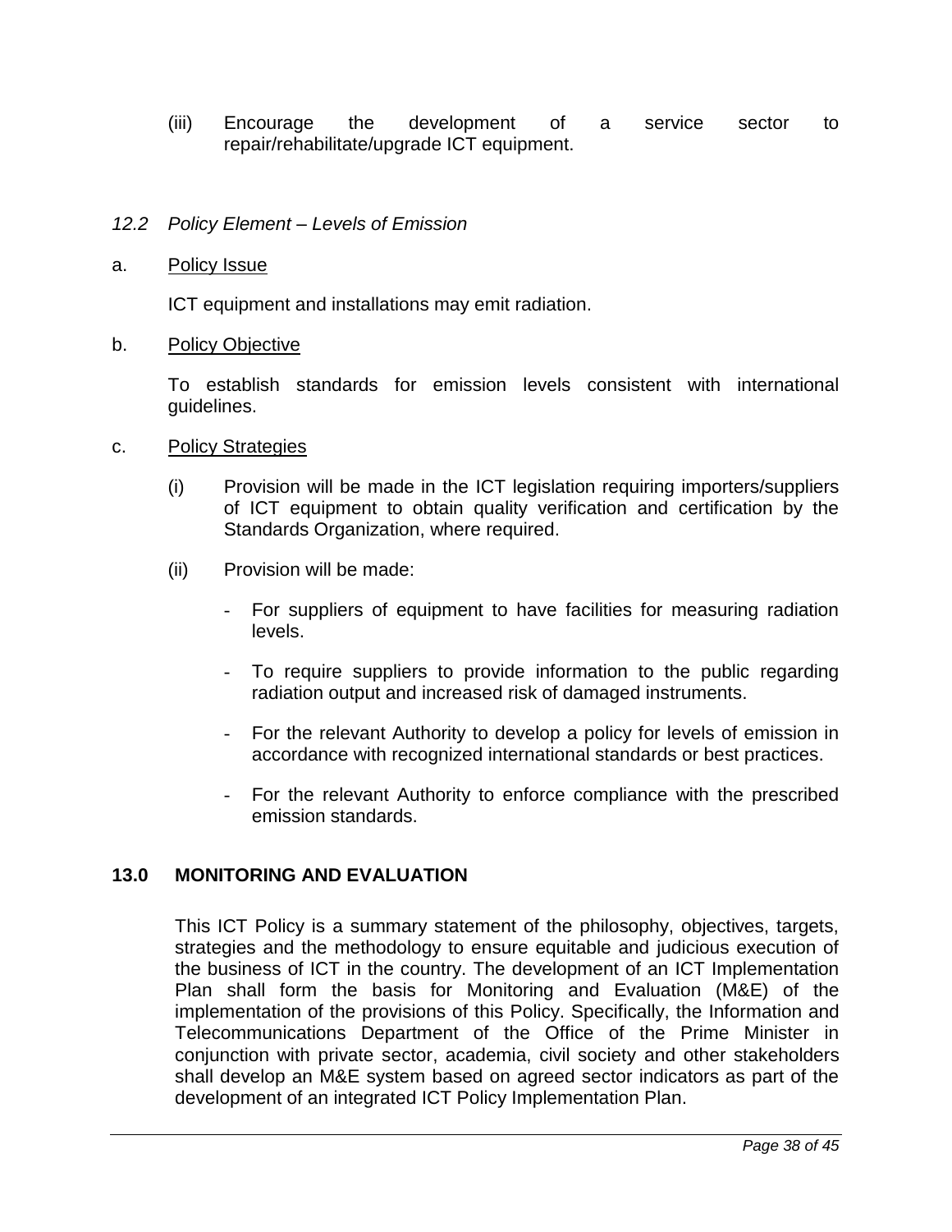(iii) Encourage the development of a service sector to repair/rehabilitate/upgrade ICT equipment.

### *12.2 Policy Element – Levels of Emission*

a. Policy Issue

ICT equipment and installations may emit radiation.

b. Policy Objective

To establish standards for emission levels consistent with international guidelines.

c. Policy Strategies

(i) Provision will be made in the ICT legislation requiring importers/suppliers of ICT equipment to obtain quality verification and certification by the Standards Organization, where required.

(ii) Provision will be made:

- For suppliers of equipment to have facilities for measuring radiation levels.
- To require suppliers to provide information to the public regarding radiation output and increased risk of damaged instruments.
- For the relevant Authority to develop a policy for levels of emission in accordance with recognized international standards or best practices.
- For the relevant Authority to enforce compliance with the prescribed emission standards.

## 13.0 MONITORING AND EVALUATION

This ICT Policy is a summary statement of the philosophy, objectives, targets, strategies and the methodology to ensure equitable and judicious execution of the business of ICT in the country. The development of an ICT Implementation Plan shall form the basis for Monitoring and Evaluation (M&E) of the implementation of the provisions of this Policy. Specifically, the Information and Telecommunications Department of the Office of the Prime Minister in conjunction with private sector, academia, civil society and other stakeholders shall develop an M&E system based on agreed sector indicators as part of the development of an integrated ICT Policy Implementation Plan.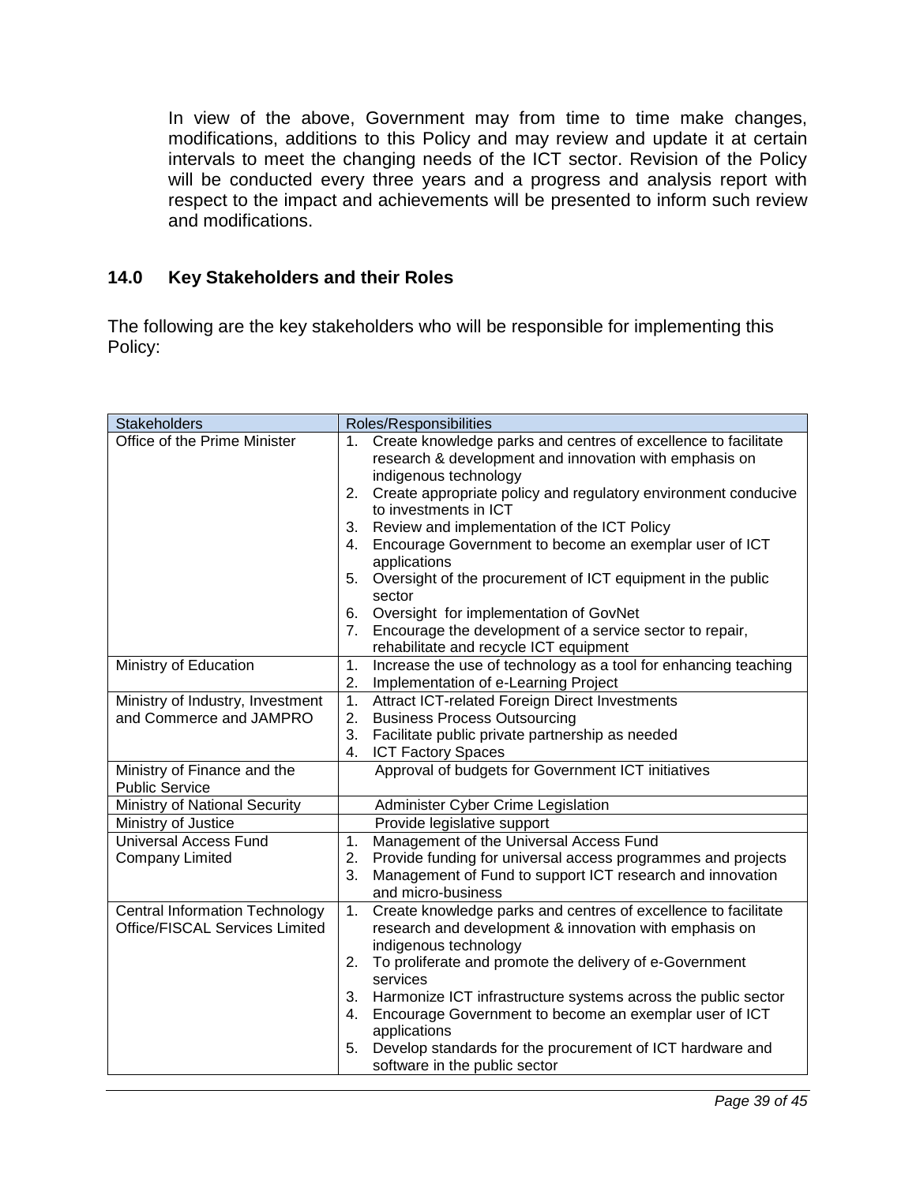In view of the above, Government may from time to time make changes, modifications, additions to this Policy and may review and update it at certain intervals to meet the changing needs of the ICT sector. Revision of the Policy will be conducted every three years and a progress and analysis report with respect to the impact and achievements will be presented to inform such review and modifications.

## 14.0 Key Stakeholders and their Roles

The following are the key stakeholders who will be responsible for implementing this Policy:

| Stakeholders | Roles/Responsibilities |
|---|---|
| Office of the Prime Minister | 1. Create knowledge parks and centres of excellence to facilitate research & development and innovation with emphasis on indigenous technology<br>2. Create appropriate policy and regulatory environment conducive to investments in ICT<br>3. Review and implementation of the ICT Policy<br>4. Encourage Government to become an exemplar user of ICT applications<br>5. Oversight of the procurement of ICT equipment in the public sector<br>6. Oversight for implementation of GovNet<br>7. Encourage the development of a service sector to repair, rehabilitate and recycle ICT equipment |
| Ministry of Education | 1. Increase the use of technology as a tool for enhancing teaching<br>2. Implementation of e-Learning Project |
| Ministry of Industry, Investment and Commerce and JAMPRO | 1. Attract ICT-related Foreign Direct Investments<br>2. Business Process Outsourcing<br>3. Facilitate public private partnership as needed<br>4. ICT Factory Spaces |
| Ministry of Finance and the Public Service | Approval of budgets for Government ICT initiatives |
| Ministry of National Security | Administer Cyber Crime Legislation |
| Ministry of Justice | Provide legislative support |
| Universal Access Fund Company Limited | 1. Management of the Universal Access Fund<br>2. Provide funding for universal access programmes and projects<br>3. Management of Fund to support ICT research and innovation and micro-business |
| Central Information Technology Office/FISCAL Services Limited | 1. Create knowledge parks and centres of excellence to facilitate research and development & innovation with emphasis on indigenous technology<br>2. To proliferate and promote the delivery of e-Government services<br>3. Harmonize ICT infrastructure systems across the public sector<br>4. Encourage Government to become an exemplar user of ICT applications<br>5. Develop standards for the procurement of ICT hardware and software in the public sector |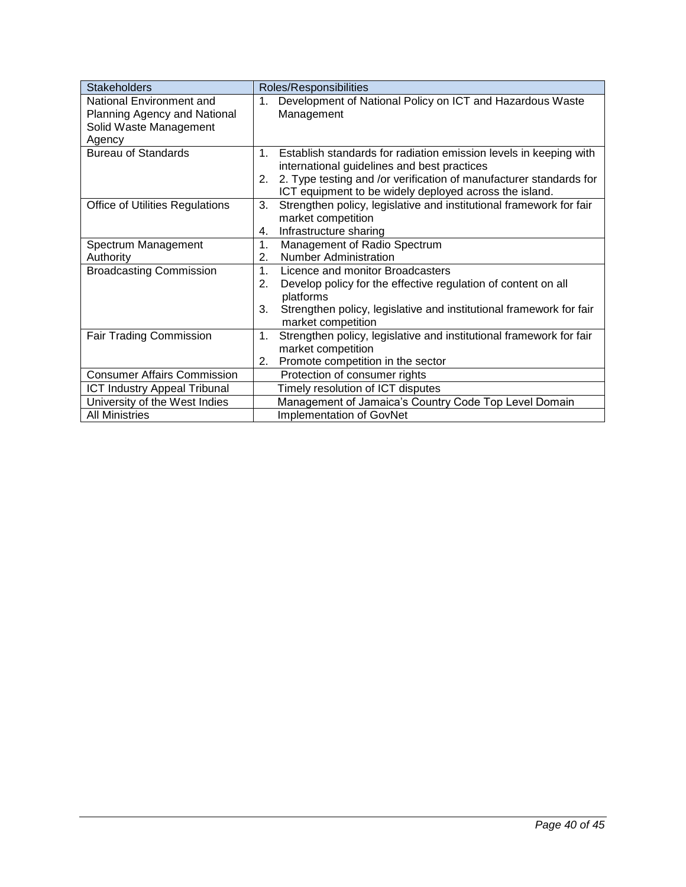| Stakeholders | Roles/Responsibilities |
|---|---|
| National Environment and Planning Agency and National Solid Waste Management Agency | 1. Development of National Policy on ICT and Hazardous Waste Management |
| Bureau of Standards | 1. Establish standards for radiation emission levels in keeping with international guidelines and best practices<br>2. 2. Type testing and /or verification of manufacturer standards for ICT equipment to be widely deployed across the island. |
| Office of Utilities Regulations | 3. Strengthen policy, legislative and institutional framework for fair market competition<br>4. Infrastructure sharing |
| Spectrum Management Authority | 1. Management of Radio Spectrum<br>2. Number Administration |
| Broadcasting Commission | 1. Licence and monitor Broadcasters<br>2. Develop policy for the effective regulation of content on all platforms<br>3. Strengthen policy, legislative and institutional framework for fair market competition |
| Fair Trading Commission | 1. Strengthen policy, legislative and institutional framework for fair market competition<br>2. Promote competition in the sector |
| Consumer Affairs Commission | Protection of consumer rights |
| ICT Industry Appeal Tribunal | Timely resolution of ICT disputes |
| University of the West Indies | Management of Jamaica's Country Code Top Level Domain |
| All Ministries | Implementation of GovNet |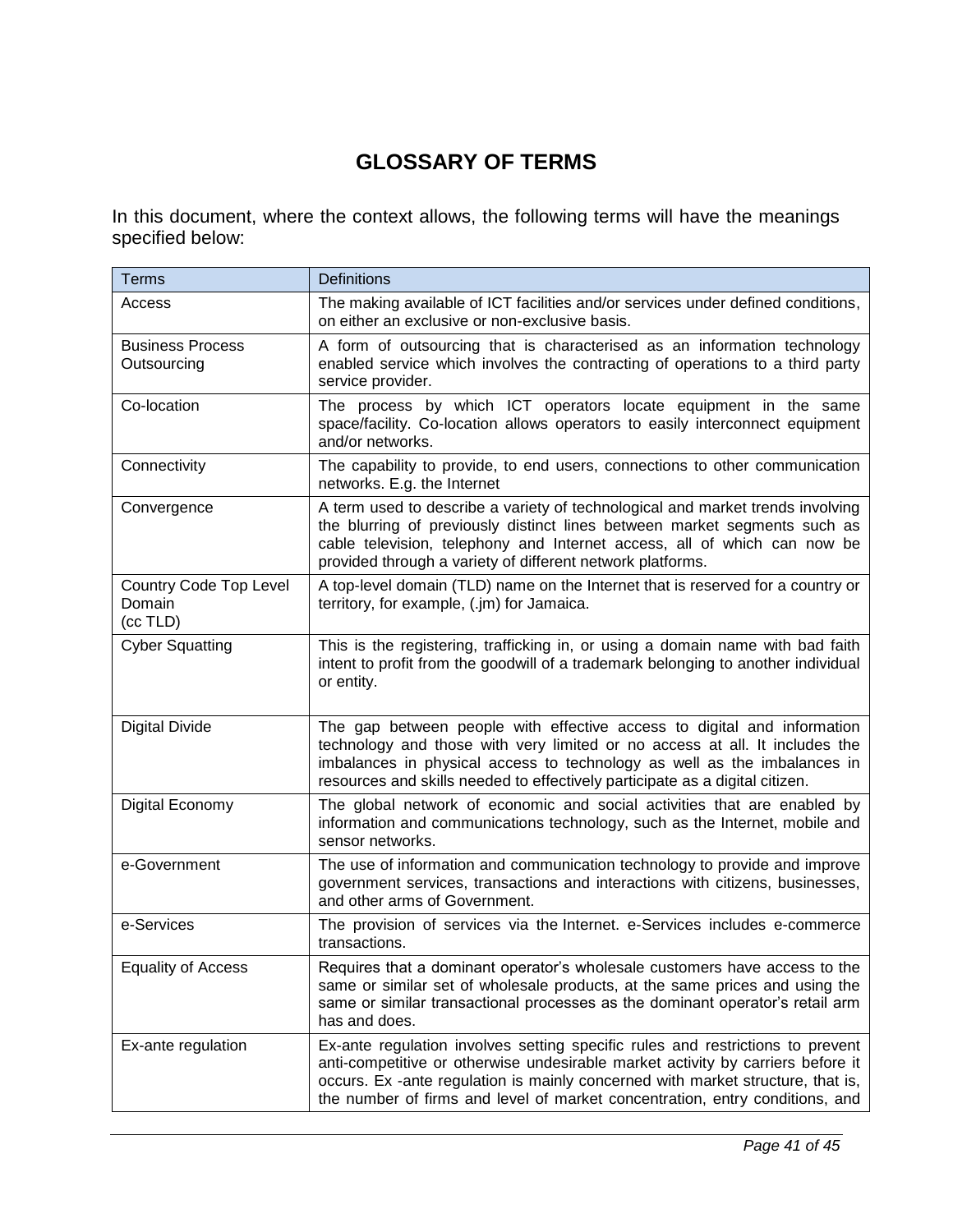# GLOSSARY OF TERMS

In this document, where the context allows, the following terms will have the meanings specified below:

| Terms | Definitions |
|---|---|
| Access | The making available of ICT facilities and/or services under defined conditions, on either an exclusive or non-exclusive basis. |
| Business Process Outsourcing | A form of outsourcing that is characterised as an information technology enabled service which involves the contracting of operations to a third party service provider. |
| Co-location | The process by which ICT operators locate equipment in the same space/facility. Co-location allows operators to easily interconnect equipment and/or networks. |
| Connectivity | The capability to provide, to end users, connections to other communication networks. E.g. the Internet |
| Convergence | A term used to describe a variety of technological and market trends involving the blurring of previously distinct lines between market segments such as cable television, telephony and Internet access, all of which can now be provided through a variety of different network platforms. |
| Country Code Top Level Domain (cc TLD) | A top-level domain (TLD) name on the Internet that is reserved for a country or territory, for example, (.jm) for Jamaica. |
| Cyber Squatting | This is the registering, trafficking in, or using a domain name with bad faith intent to profit from the goodwill of a trademark belonging to another individual or entity. |
| Digital Divide | The gap between people with effective access to digital and information technology and those with very limited or no access at all. It includes the imbalances in physical access to technology as well as the imbalances in resources and skills needed to effectively participate as a digital citizen. |
| Digital Economy | The global network of economic and social activities that are enabled by information and communications technology, such as the Internet, mobile and sensor networks. |
| e-Government | The use of information and communication technology to provide and improve government services, transactions and interactions with citizens, businesses, and other arms of Government. |
| e-Services | The provision of services via the Internet. e-Services includes e-commerce transactions. |
| Equality of Access | Requires that a dominant operator's wholesale customers have access to the same or similar set of wholesale products, at the same prices and using the same or similar transactional processes as the dominant operator's retail arm has and does. |
| Ex-ante regulation | Ex-ante regulation involves setting specific rules and restrictions to prevent anti-competitive or otherwise undesirable market activity by carriers before it occurs. Ex -ante regulation is mainly concerned with market structure, that is, the number of firms and level of market concentration, entry conditions, and |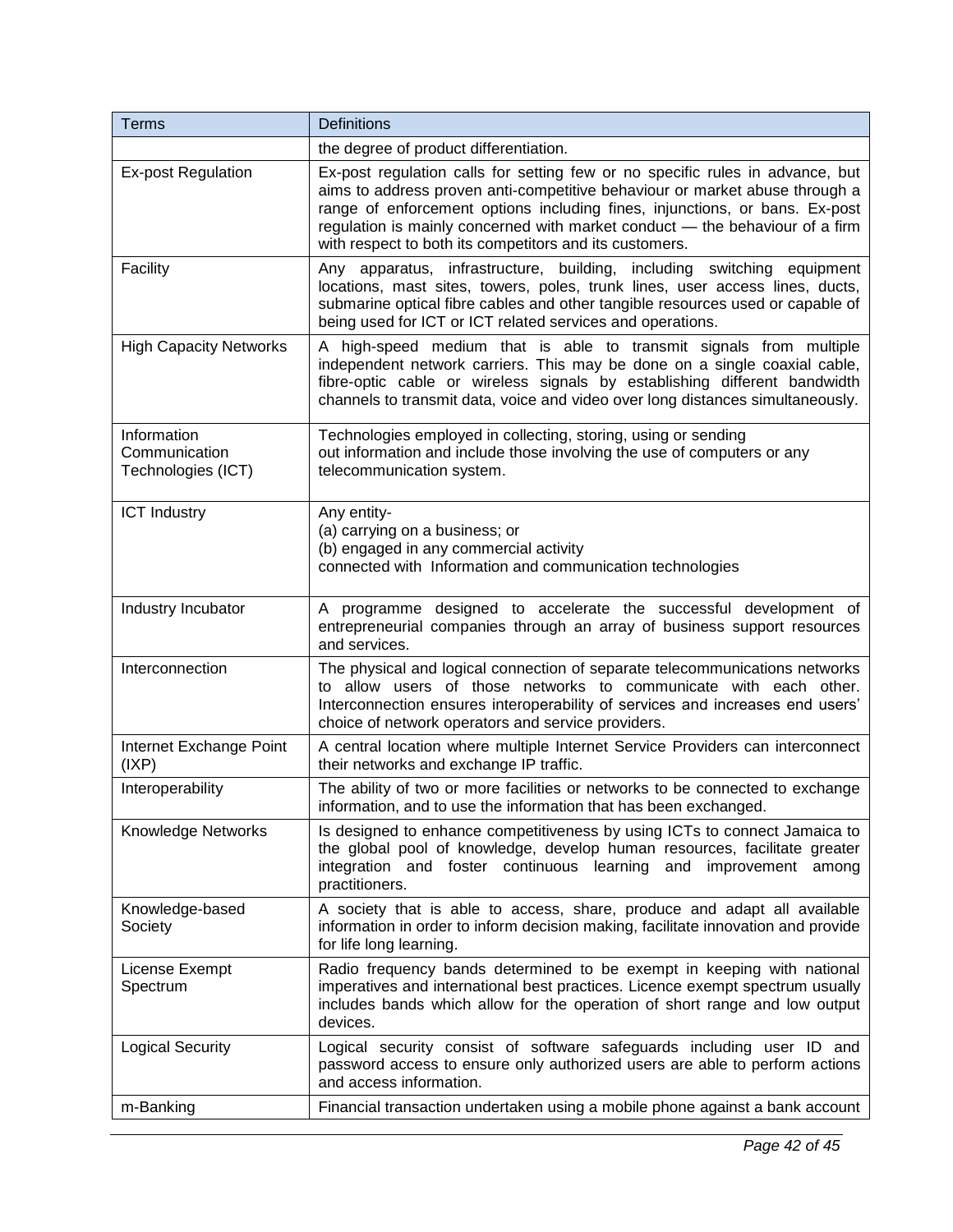| Terms | Definitions |
|---|---|
| | the degree of product differentiation. |
| Ex-post Regulation | Ex-post regulation calls for setting few or no specific rules in advance, but aims to address proven anti-competitive behaviour or market abuse through a range of enforcement options including fines, injunctions, or bans. Ex-post regulation is mainly concerned with market conduct — the behaviour of a firm with respect to both its competitors and its customers. |
| Facility | Any apparatus, infrastructure, building, including switching equipment locations, mast sites, towers, poles, trunk lines, user access lines, ducts, submarine optical fibre cables and other tangible resources used or capable of being used for ICT or ICT related services and operations. |
| High Capacity Networks | A high-speed medium that is able to transmit signals from multiple independent network carriers. This may be done on a single coaxial cable, fibre-optic cable or wireless signals by establishing different bandwidth channels to transmit data, voice and video over long distances simultaneously. |
| Information Communication Technologies (ICT) | Technologies employed in collecting, storing, using or sending out information and include those involving the use of computers or any telecommunication system. |
| ICT Industry | Any entity- <br>(a) carrying on a business; or <br>(b) engaged in any commercial activity <br>connected with Information and communication technologies |
| Industry Incubator | A programme designed to accelerate the successful development of entrepreneurial companies through an array of business support resources and services. |
| Interconnection | The physical and logical connection of separate telecommunications networks to allow users of those networks to communicate with each other. Interconnection ensures interoperability of services and increases end users' choice of network operators and service providers. |
| Internet Exchange Point (IXP) | A central location where multiple Internet Service Providers can interconnect their networks and exchange IP traffic. |
| Interoperability | The ability of two or more facilities or networks to be connected to exchange information, and to use the information that has been exchanged. |
| Knowledge Networks | Is designed to enhance competitiveness by using ICTs to connect Jamaica to the global pool of knowledge, develop human resources, facilitate greater integration and foster continuous learning and improvement among practitioners. |
| Knowledge-based Society | A society that is able to access, share, produce and adapt all available information in order to inform decision making, facilitate innovation and provide for life long learning. |
| License Exempt Spectrum | Radio frequency bands determined to be exempt in keeping with national imperatives and international best practices. Licence exempt spectrum usually includes bands which allow for the operation of short range and low output devices. |
| Logical Security | Logical security consist of software safeguards including user ID and password access to ensure only authorized users are able to perform actions and access information. |
| m-Banking | Financial transaction undertaken using a mobile phone against a bank account |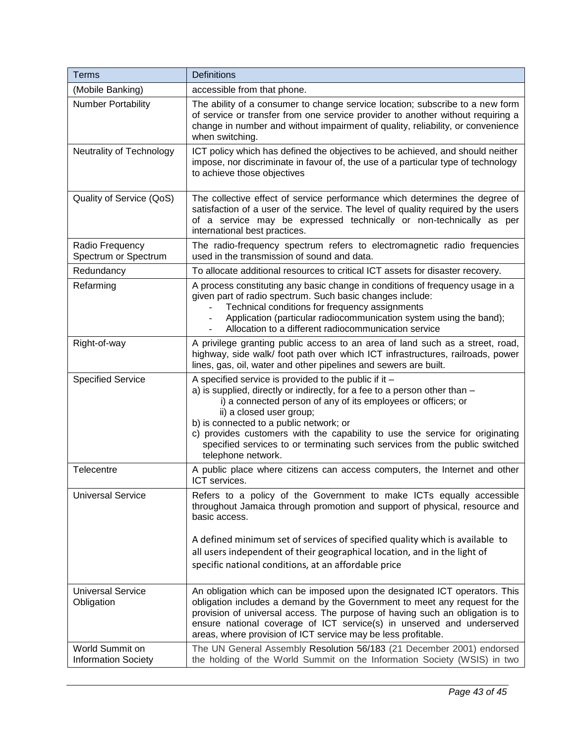| Terms | Definitions |
|---|---|
| (Mobile Banking) | accessible from that phone. |
| Number Portability | The ability of a consumer to change service location; subscribe to a new form of service or transfer from one service provider to another without requiring a change in number and without impairment of quality, reliability, or convenience when switching. |
| Neutrality of Technology | ICT policy which has defined the objectives to be achieved, and should neither impose, nor discriminate in favour of, the use of a particular type of technology to achieve those objectives |
| Quality of Service (QoS) | The collective effect of service performance which determines the degree of satisfaction of a user of the service. The level of quality required by the users of a service may be expressed technically or non-technically as per international best practices. |
| Radio Frequency Spectrum or Spectrum | The radio-frequency spectrum refers to electromagnetic radio frequencies used in the transmission of sound and data. |
| Redundancy | To allocate additional resources to critical ICT assets for disaster recovery. |
| Refarming | A process constituting any basic change in conditions of frequency usage in a given part of radio spectrum. Such basic changes include:<br>- Technical conditions for frequency assignments<br>- Application (particular radiocommunication system using the band);<br>- Allocation to a different radiocommunication service |
| Right-of-way | A privilege granting public access to an area of land such as a street, road, highway, side walk/ foot path over which ICT infrastructures, railroads, power lines, gas, oil, water and other pipelines and sewers are built. |
| Specified Service | A specified service is provided to the public if it –<br>a) is supplied, directly or indirectly, for a fee to a person other than –<br>i) a connected person of any of its employees or officers; or<br>ii) a closed user group;<br>b) is connected to a public network; or<br>c) provides customers with the capability to use the service for originating specified services to or terminating such services from the public switched telephone network. |
| Telecentre | A public place where citizens can access computers, the Internet and other ICT services. |
| Universal Service | Refers to a policy of the Government to make ICTs equally accessible throughout Jamaica through promotion and support of physical, resource and basic access.<br><br>A defined minimum set of services of specified quality which is available to all users independent of their geographical location, and in the light of specific national conditions, at an affordable price |
| Universal Service Obligation | An obligation which can be imposed upon the designated ICT operators. This obligation includes a demand by the Government to meet any request for the provision of universal access. The purpose of having such an obligation is to ensure national coverage of ICT service(s) in unserved and underserved areas, where provision of ICT service may be less profitable. |
| World Summit on Information Society | The UN General Assembly Resolution 56/183 (21 December 2001) endorsed the holding of the World Summit on the Information Society (WSIS) in two |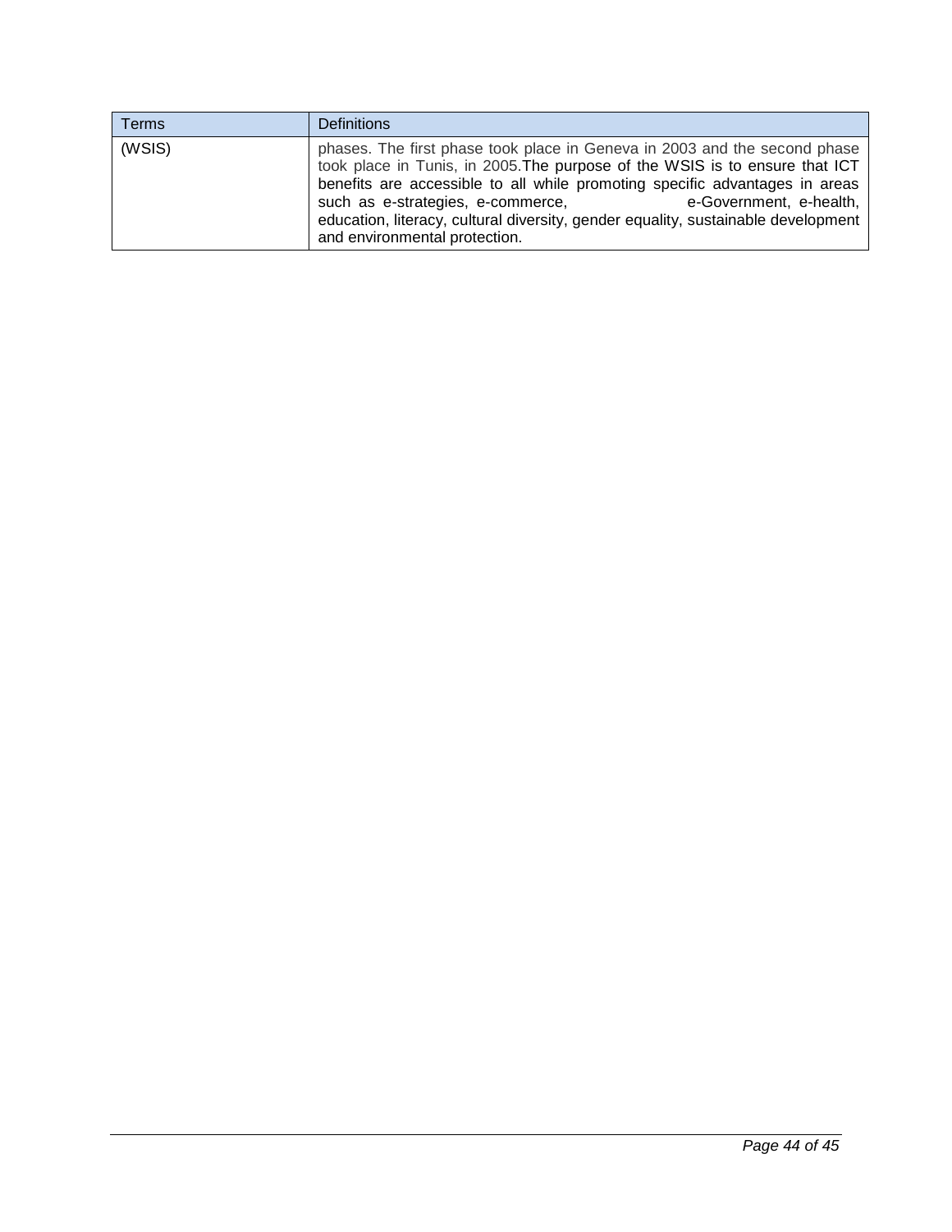| Terms | Definitions |
| --- | --- |
| (WSIS) | phases. The first phase took place in Geneva in 2003 and the second phase took place in Tunis, in 2005.The purpose of the WSIS is to ensure that ICT benefits are accessible to all while promoting specific advantages in areas such as e-strategies, e-commerce, e-Government, e-health, education, literacy, cultural diversity, gender equality, sustainable development and environmental protection. |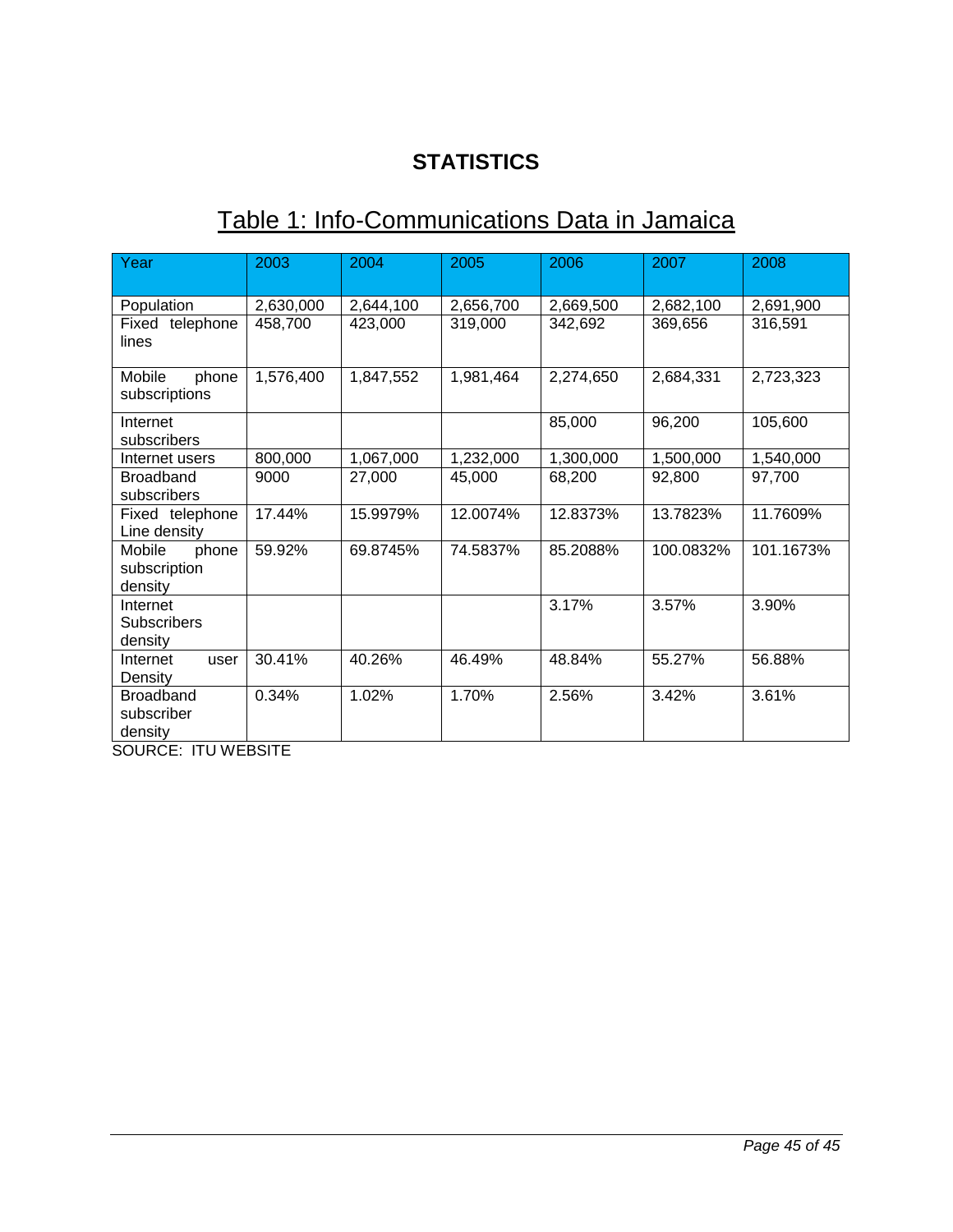## STATISTICS

### Table 1: Info-Communications Data in Jamaica

| Year | 2003 | 2004 | 2005 | 2006 | 2007 | 2008 |
|---|---|---|---|---|---|---|
| Population | 2,630,000 | 2,644,100 | 2,656,700 | 2,669,500 | 2,682,100 | 2,691,900 |
| Fixed telephone lines | 458,700 | 423,000 | 319,000 | 342,692 | 369,656 | 316,591 |
| Mobile phone subscriptions | 1,576,400 | 1,847,552 | 1,981,464 | 2,274,650 | 2,684,331 | 2,723,323 |
| Internet subscribers | | | | 85,000 | 96,200 | 105,600 |
| Internet users | 800,000 | 1,067,000 | 1,232,000 | 1,300,000 | 1,500,000 | 1,540,000 |
| Broadband subscribers | 9000 | 27,000 | 45,000 | 68,200 | 92,800 | 97,700 |
| Fixed telephone Line density | 17.44% | 15.9979% | 12.0074% | 12.8373% | 13.7823% | 11.7609% |
| Mobile phone subscription density | 59.92% | 69.8745% | 74.5837% | 85.2088% | 100.0832% | 101.1673% |
| Internet Subscribers density | | | | 3.17% | 3.57% | 3.90% |
| Internet user Density | 30.41% | 40.26% | 46.49% | 48.84% | 55.27% | 56.88% |
| Broadband subscriber density | 0.34% | 1.02% | 1.70% | 2.56% | 3.42% | 3.61% |

SOURCE: ITU WEBSITE